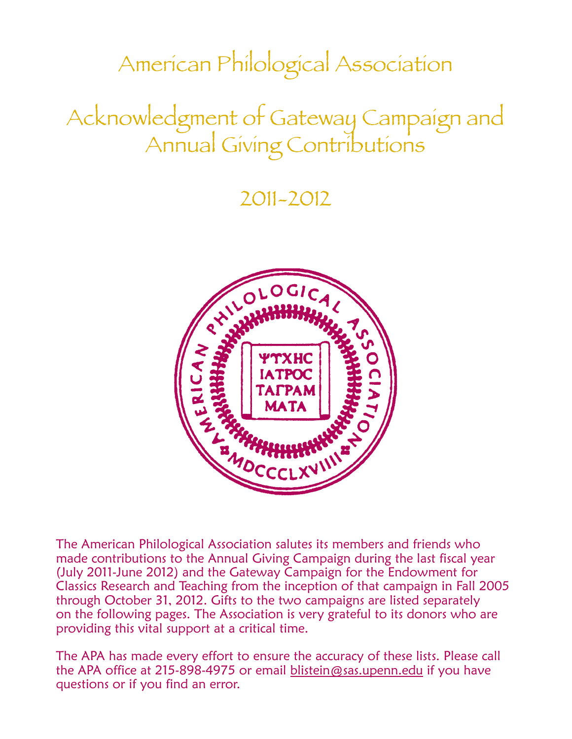# American Philological Association

# Acknowledgment of Gateway Campaign and Annual Giving Contributions

## 2011-2012

The American Philological Association salutes its members and friends who made contributions to the Annual Giving Campaign during the last fiscal year (July 2011-June 2012) and the Gateway Campaign for the Endowment for Classics Research and Teaching from the inception of that campaign in Fall 2005 through October 31, 2012. Gifts to the two campaigns are listed separately on the following pages. The Association is very grateful to its donors who are providing this vital support at a critical time.

The APA has made every effort to ensure the accuracy of these lists. Please call the APA office at 215-898-4975 or email blistein@sas.upenn.edu if you have questions or if you find an error.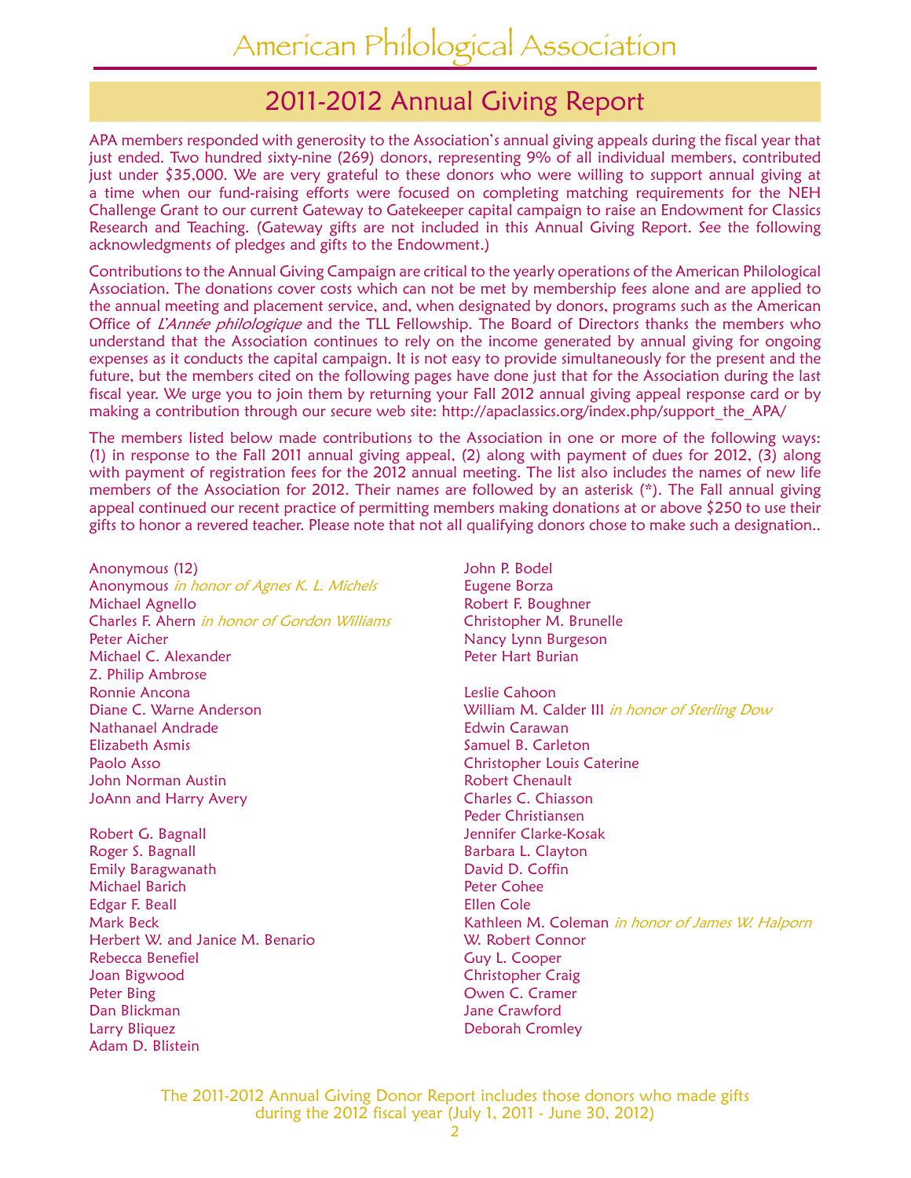# American Philological Association

## 2011-2012 Annual Giving Report

APA members responded with generosity to the Association's annual giving appeals during the fiscal year that just ended. Two hundred sixty-nine (269) donors, representing 9% of all individual members, contributed just under $35,000. We are very grateful to these donors who were willing to support annual giving at a time when our fund-raising efforts were focused on completing matching requirements for the NEH Challenge Grant to our current Gateway to Gatekeeper capital campaign to raise an Endowment for Classics Research and Teaching. (Gateway gifts are not included in this Annual Giving Report. See the following acknowledgments of pledges and gifts to the Endowment.)

Contributions to the Annual Giving Campaign are critical to the yearly operations of the American Philological Association. The donations cover costs which can not be met by membership fees alone and are applied to the annual meeting and placement service, and, when designated by donors, programs such as the American Office of *L'Année philologique* and the TLL Fellowship. The Board of Directors thanks the members who understand that the Association continues to rely on the income generated by annual giving for ongoing expenses as it conducts the capital campaign. It is not easy to provide simultaneously for the present and the future, but the members cited on the following pages have done just that for the Association during the last fiscal year. We urge you to join them by returning your Fall 2012 annual giving appeal response card or by making a contribution through our secure web site: http://apaclassics.org/index.php/support_the_APA/

The members listed below made contributions to the Association in one or more of the following ways: (1) in response to the Fall 2011 annual giving appeal, (2) along with payment of dues for 2012, (3) along with payment of registration fees for the 2012 annual meeting. The list also includes the names of new life members of the Association for 2012. Their names are followed by an asterisk (*). The Fall annual giving appeal continued our recent practice of permitting members making donations at or above $250 to use their gifts to honor a revered teacher. Please note that not all qualifying donors chose to make such a designation..

Anonymous (12)
Anonymous *in honor of Agnes K. L. Michels*
Michael Agnello
Charles F. Ahern *in honor of Gordon Williams*
Peter Aicher
Michael C. Alexander
Z. Philip Ambrose
Ronnie Ancona
Diane C. Warne Anderson
Nathanael Andrade
Elizabeth Asmis
Paolo Asso
John Norman Austin
JoAnn and Harry Avery

Robert G. Bagnall
Roger S. Bagnall
Emily Baragwanath
Michael Barich
Edgar F. Beall
Mark Beck
Herbert W. and Janice M. Benario
Rebecca Benefiel
Joan Bigwood
Peter Bing
Dan Blickman
Larry Bliquez
Adam D. Blistein
John P. Bodel
Eugene Borza
Robert F. Boughner
Christopher M. Brunelle
Nancy Lynn Burgeson
Peter Hart Burian

Leslie Cahoon
William M. Calder III *in honor of Sterling Dow*
Edwin Carawan
Samuel B. Carleton
Christopher Louis Caterine
Robert Chenault
Charles C. Chiasson
Peder Christiansen
Jennifer Clarke-Kosak
Barbara L. Clayton
David D. Coffin
Peter Cohee
Ellen Cole
Kathleen M. Coleman *in honor of James W. Halporn*
W. Robert Connor
Guy L. Cooper
Christopher Craig
Owen C. Cramer
Jane Crawford
Deborah Cromley

The 2011-2012 Annual Giving Donor Report includes those donors who made gifts during the 2012 fiscal year (July 1, 2011 - June 30, 2012)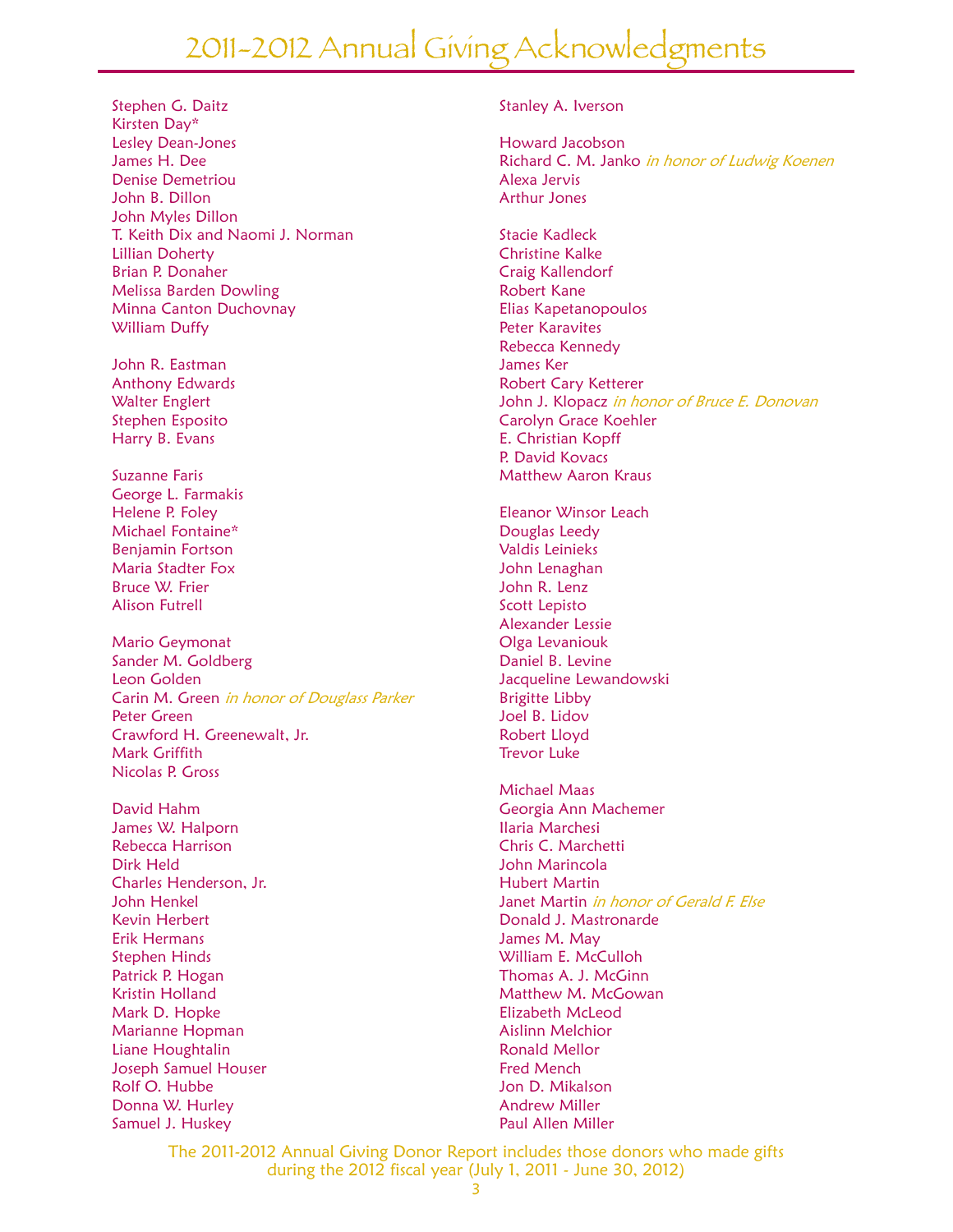# 2011-2012 Annual Giving Acknowledgments

Stephen G. Daitz
Kirsten Day*
Lesley Dean-Jones
James H. Dee
Denise Demetriou
John B. Dillon
John Myles Dillon
T. Keith Dix and Naomi J. Norman
Lillian Doherty
Brian P. Donaher
Melissa Barden Dowling
Minna Canton Duchovnay
William Duffy

John R. Eastman
Anthony Edwards
Walter Englert
Stephen Esposito
Harry B. Evans

Suzanne Faris
George L. Farmakis
Helene P. Foley
Michael Fontaine*
Benjamin Fortson
Maria Stadter Fox
Bruce W. Frier
Alison Futrell

Mario Geymonat
Sander M. Goldberg
Leon Golden
Carin M. Green *in honor of Douglass Parker*
Peter Green
Crawford H. Greenewalt, Jr.
Mark Griffith
Nicolas P. Gross

David Hahm
James W. Halporn
Rebecca Harrison
Dirk Held
Charles Henderson, Jr.
John Henkel
Kevin Herbert
Erik Hermans
Stephen Hinds
Patrick P. Hogan
Kristin Holland
Mark D. Hopke
Marianne Hopman
Liane Houghtalin
Joseph Samuel Houser
Rolf O. Hubbe
Donna W. Hurley
Samuel J. Huskey

Stanley A. Iverson

Howard Jacobson
Richard C. M. Janko *in honor of Ludwig Koenen*
Alexa Jervis
Arthur Jones

Stacie Kadleck
Christine Kalke
Craig Kallendorf
Robert Kane
Elias Kapetanopoulos
Peter Karavites
Rebecca Kennedy
James Ker
Robert Cary Ketterer
John J. Klopacz *in honor of Bruce E. Donovan*
Carolyn Grace Koehler
E. Christian Kopff
P. David Kovacs
Matthew Aaron Kraus

Eleanor Winsor Leach
Douglas Leedy
Valdis Leinieks
John Lenaghan
John R. Lenz
Scott Lepisto
Alexander Lessie
Olga Levaniouk
Daniel B. Levine
Jacqueline Lewandowski
Brigitte Libby
Joel B. Lidov
Robert Lloyd
Trevor Luke

Michael Maas
Georgia Ann Machemer
Ilaria Marchesi
Chris C. Marchetti
John Marincola
Hubert Martin
Janet Martin *in honor of Gerald F. Else*
Donald J. Mastronarde
James M. May
William E. McCulloh
Thomas A. J. McGinn
Matthew M. McGowan
Elizabeth McLeod
Aislinn Melchior
Ronald Mellor
Fred Mench
Jon D. Mikalson
Andrew Miller
Paul Allen Miller

The 2011-2012 Annual Giving Donor Report includes those donors who made gifts during the 2012 fiscal year (July 1, 2011 - June 30, 2012)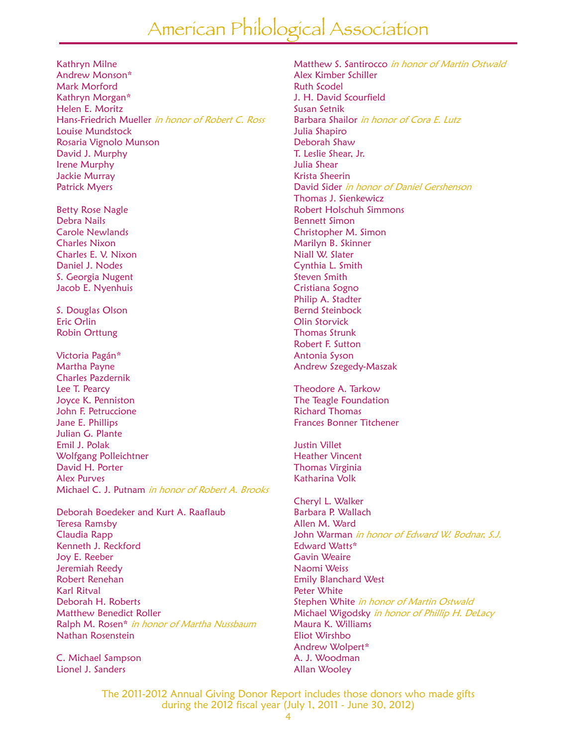Kathryn Milne
Andrew Monson*
Mark Morford
Kathryn Morgan*
Helen E. Moritz
Hans-Friedrich Mueller *in honor of Robert C. Ross*
Louise Mundstock
Rosaria Vignolo Munson
David J. Murphy
Irene Murphy
Jackie Murray
Patrick Myers

Betty Rose Nagle
Debra Nails
Carole Newlands
Charles Nixon
Charles E. V. Nixon
Daniel J. Nodes
S. Georgia Nugent
Jacob E. Nyenhuis

S. Douglas Olson
Eric Orlin
Robin Orttung

Victoria Pagán*
Martha Payne
Charles Pazdernik
Lee T. Pearcy
Joyce K. Penniston
John F. Petruccione
Jane E. Phillips
Julian G. Plante
Emil J. Polak
Wolfgang Polleichtner
David H. Porter
Alex Purves
Michael C. J. Putnam *in honor of Robert A. Brooks*

Deborah Boedeker and Kurt A. Raaflaub
Teresa Ramsby
Claudia Rapp
Kenneth J. Reckford
Joy E. Reeber
Jeremiah Reedy
Robert Renehan
Karl Ritval
Deborah H. Roberts
Matthew Benedict Roller
Ralph M. Rosen* *in honor of Martha Nussbaum*
Nathan Rosenstein

C. Michael Sampson
Lionel J. Sanders
Matthew S. Santirocco *in honor of Martin Ostwald*
Alex Kimber Schiller
Ruth Scodel
J. H. David Scourfield
Susan Setnik
Barbara Shailor *in honor of Cora E. Lutz*
Julia Shapiro
Deborah Shaw
T. Leslie Shear, Jr.
Julia Shear
Krista Sheerin
David Sider *in honor of Daniel Gershenson*
Thomas J. Sienkewicz
Robert Holschuh Simmons
Bennett Simon
Christopher M. Simon
Marilyn B. Skinner
Niall W. Slater
Cynthia L. Smith
Steven Smith
Cristiana Sogno
Philip A. Stadter
Bernd Steinbock
Olin Storvick
Thomas Strunk
Robert F. Sutton
Antonia Syson
Andrew Szegedy-Maszak

Theodore A. Tarkow
The Teagle Foundation
Richard Thomas
Frances Bonner Titchener

Justin Villet
Heather Vincent
Thomas Virginia
Katharina Volk

Cheryl L. Walker
Barbara P. Wallach
Allen M. Ward
John Warman *in honor of Edward W. Bodnar, S.J.*
Edward Watts*
Gavin Weaire
Naomi Weiss
Emily Blanchard West
Peter White
Stephen White *in honor of Martin Ostwald*
Michael Wigodsky *in honor of Phillip H. DeLacy*
Maura K. Williams
Eliot Wirshbo
Andrew Wolpert*
A. J. Woodman
Allan Wooley

The 2011-2012 Annual Giving Donor Report includes those donors who made gifts during the 2012 fiscal year (July 1, 2011 - June 30, 2012)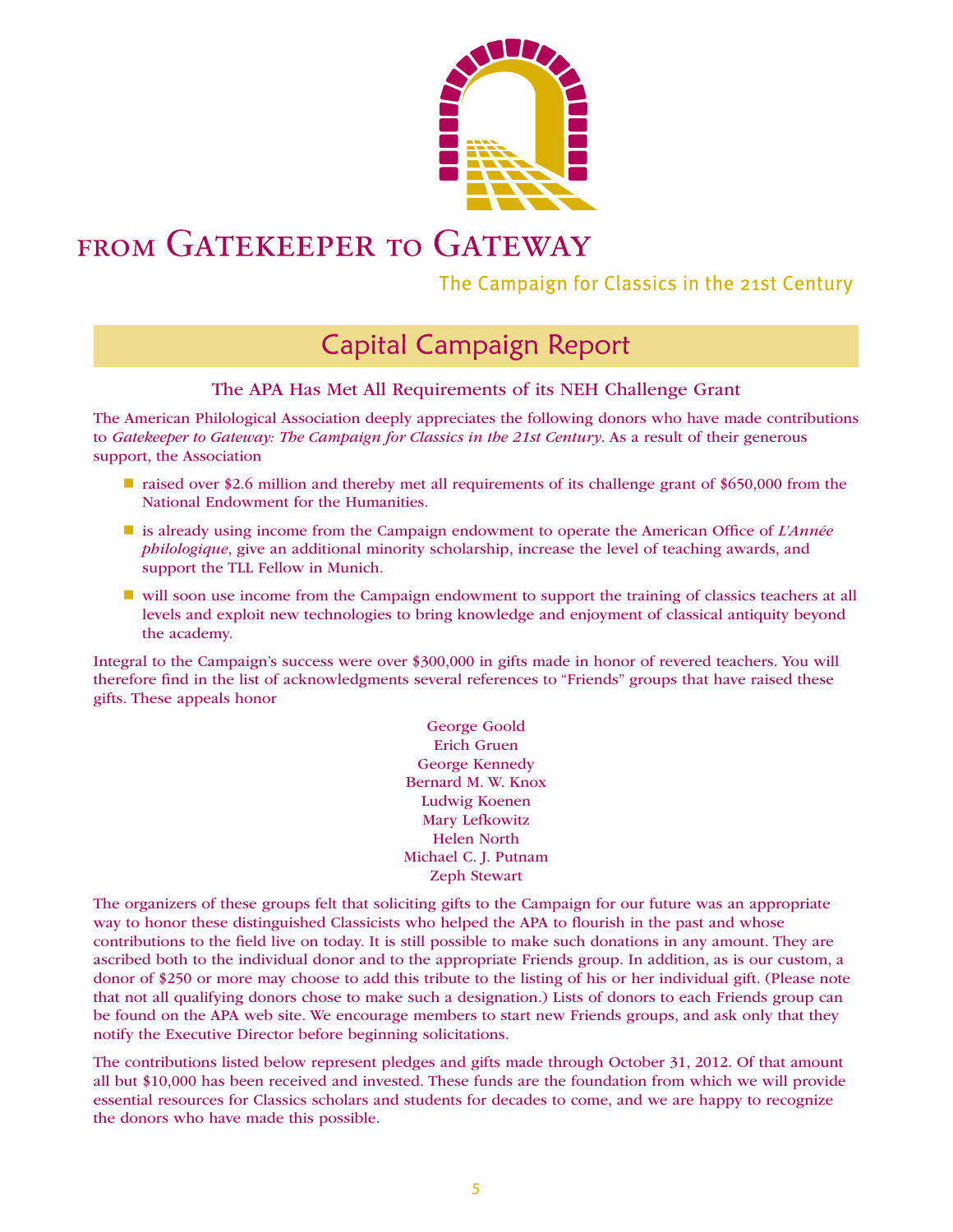# FROM GATEKEEPER TO GATEWAY

The Campaign for Classics in the 21st Century

## Capital Campaign Report

### The APA Has Met All Requirements of its NEH Challenge Grant

The American Philological Association deeply appreciates the following donors who have made contributions to *Gatekeeper to Gateway: The Campaign for Classics in the 21st Century*. As a result of their generous support, the Association

- raised over $2.6 million and thereby met all requirements of its challenge grant of $650,000 from the National Endowment for the Humanities.
- is already using income from the Campaign endowment to operate the American Office of *L'Année philologique*, give an additional minority scholarship, increase the level of teaching awards, and support the TLL Fellow in Munich.
- will soon use income from the Campaign endowment to support the training of classics teachers at all levels and exploit new technologies to bring knowledge and enjoyment of classical antiquity beyond the academy.

Integral to the Campaign's success were over $300,000 in gifts made in honor of revered teachers. You will therefore find in the list of acknowledgments several references to "Friends" groups that have raised these gifts. These appeals honor

George Goold
Erich Gruen
George Kennedy
Bernard M. W. Knox
Ludwig Koenen
Mary Lefkowitz
Helen North
Michael C. J. Putnam
Zeph Stewart

The organizers of these groups felt that soliciting gifts to the Campaign for our future was an appropriate way to honor these distinguished Classicists who helped the APA to flourish in the past and whose contributions to the field live on today. It is still possible to make such donations in any amount. They are ascribed both to the individual donor and to the appropriate Friends group. In addition, as is our custom, a donor of $250 or more may choose to add this tribute to the listing of his or her individual gift. (Please note that not all qualifying donors chose to make such a designation.) Lists of donors to each Friends group can be found on the APA web site. We encourage members to start new Friends groups, and ask only that they notify the Executive Director before beginning solicitations.

The contributions listed below represent pledges and gifts made through October 31, 2012. Of that amount all but $10,000 has been received and invested. These funds are the foundation from which we will provide essential resources for Classics scholars and students for decades to come, and we are happy to recognize the donors who have made this possible.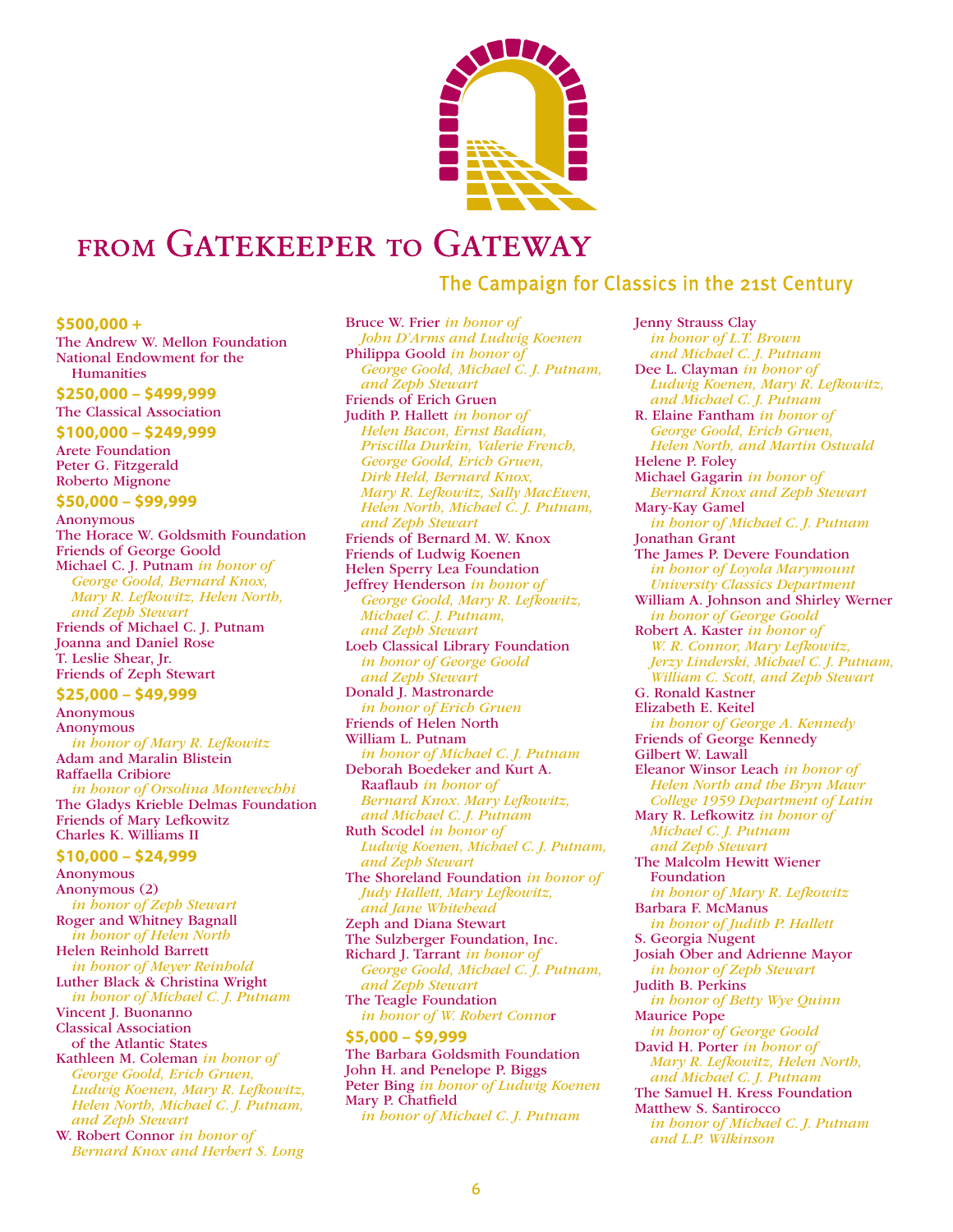# FROM GATEKEEPER TO GATEWAY

## The Campaign for Classics in the 21st Century

### $500,000 +

The Andrew W. Mellon Foundation
National Endowment for the Humanities

### $250,000 – $499,999

The Classical Association

### $100,000 – $249,999

Arete Foundation
Peter G. Fitzgerald
Roberto Mignone

### $50,000 – $99,999

Anonymous
The Horace W. Goldsmith Foundation
Friends of George Goold
Michael C. J. Putnam *in honor of George Goold, Bernard Knox, Mary R. Lefkowitz, Helen North, and Zeph Stewart*
Friends of Michael C. J. Putnam
Joanna and Daniel Rose
T. Leslie Shear, Jr.
Friends of Zeph Stewart

### $25,000 – $49,999

Anonymous
Anonymous *in honor of Mary R. Lefkowitz*
Adam and Maralin Blistein
Raffaella Cribiore *in honor of Orsolina Montevecchi*
The Gladys Krieble Delmas Foundation
Friends of Mary Lefkowitz
Charles K. Williams II

### $10,000 – $24,999

Anonymous
Anonymous (2) *in honor of Zeph Stewart*
Roger and Whitney Bagnall *in honor of Helen North*
Helen Reinhold Barrett *in honor of Meyer Reinhold*
Luther Black & Christina Wright *in honor of Michael C. J. Putnam*
Vincent J. Buonanno
Classical Association of the Atlantic States
Kathleen M. Coleman *in honor of George Goold, Erich Gruen, Ludwig Koenen, Mary R. Lefkowitz, Helen North, Michael C. J. Putnam, and Zeph Stewart*
W. Robert Connor *in honor of Bernard Knox and Herbert S. Long*
Bruce W. Frier *in honor of John D'Arms and Ludwig Koenen*
Philippa Goold *in honor of George Goold, Michael C. J. Putnam, and Zeph Stewart*
Friends of Erich Gruen
Judith P. Hallett *in honor of Helen Bacon, Ernst Badian, Priscilla Durkin, Valerie French, George Goold, Erich Gruen, Dirk Held, Bernard Knox, Mary R. Lefkowitz, Sally MacEwen, Helen North, Michael C. J. Putnam, and Zeph Stewart*
Friends of Bernard M. W. Knox
Friends of Ludwig Koenen
Helen Sperry Lea Foundation
Jeffrey Henderson *in honor of George Goold, Mary R. Lefkowitz, Michael C. J. Putnam, and Zeph Stewart*
Loeb Classical Library Foundation *in honor of George Goold and Zeph Stewart*
Donald J. Mastronarde *in honor of Erich Gruen*
Friends of Helen North
William L. Putnam *in honor of Michael C. J. Putnam*
Deborah Boedeker and Kurt A. Raaflaub *in honor of Bernard Knox. Mary Lefkowitz, and Michael C. J. Putnam*
Ruth Scodel *in honor of Ludwig Koenen, Michael C. J. Putnam, and Zeph Stewart*
The Shoreland Foundation *in honor of Judy Hallett, Mary Lefkowitz, and Jane Whitehead*
Zeph and Diana Stewart
The Sulzberger Foundation, Inc.
Richard J. Tarrant *in honor of George Goold, Michael C. J. Putnam, and Zeph Stewart*
The Teagle Foundation *in honor of W. Robert Connor*

### $5,000 – $9,999

The Barbara Goldsmith Foundation
John H. and Penelope P. Biggs
Peter Bing *in honor of Ludwig Koenen*
Mary P. Chatfield *in honor of Michael C. J. Putnam*
Jenny Strauss Clay *in honor of L.T. Brown and Michael C. J. Putnam*
Dee L. Clayman *in honor of Ludwig Koenen, Mary R. Lefkowitz, and Michael C. J. Putnam*
R. Elaine Fantham *in honor of George Goold, Erich Gruen, Helen North, and Martin Ostwald*
Helene P. Foley
Michael Gagarin *in honor of Bernard Knox and Zeph Stewart*
Mary-Kay Gamel *in honor of Michael C. J. Putnam*
Jonathan Grant
The James P. Devere Foundation *in honor of Loyola Marymount University Classics Department*
William A. Johnson and Shirley Werner *in honor of George Goold*
Robert A. Kaster *in honor of W. R. Connor, Mary Lefkowitz, Jerzy Linderski, Michael C. J. Putnam, William C. Scott, and Zeph Stewart*
G. Ronald Kastner
Elizabeth E. Keitel *in honor of George A. Kennedy*
Friends of George Kennedy
Gilbert W. Lawall
Eleanor Winsor Leach *in honor of Helen North and the Bryn Mawr College 1959 Department of Latin*
Mary R. Lefkowitz *in honor of Michael C. J. Putnam and Zeph Stewart*
The Malcolm Hewitt Wiener Foundation *in honor of Mary R. Lefkowitz*
Barbara F. McManus *in honor of Judith P. Hallett*
S. Georgia Nugent
Josiah Ober and Adrienne Mayor *in honor of Zeph Stewart*
Judith B. Perkins *in honor of Betty Wye Quinn*
Maurice Pope *in honor of George Goold*
David H. Porter *in honor of Mary R. Lefkowitz, Helen North, and Michael C. J. Putnam*
The Samuel H. Kress Foundation
Matthew S. Santirocco *in honor of Michael C. J. Putnam and L.P. Wilkinson*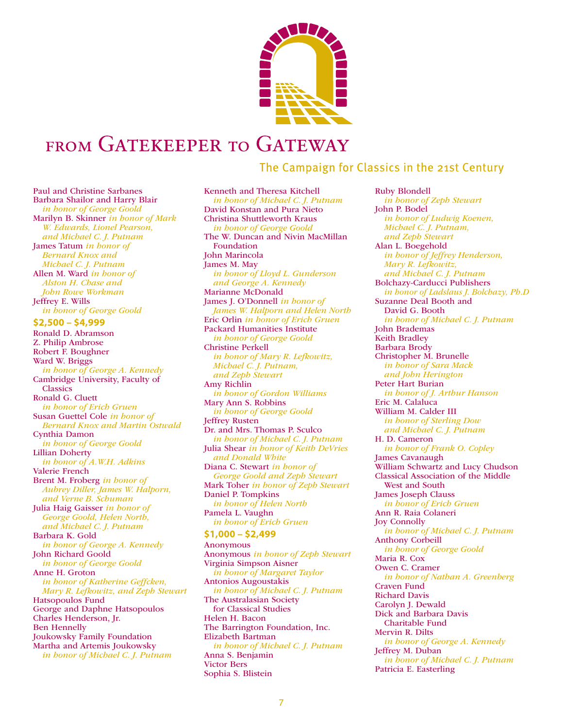# FROM GATEKEEPER TO GATEWAY

## The Campaign for Classics in the 21st Century

Paul and Christine Sarbanes
Barbara Shailor and Harry Blair *in honor of George Goold*
Marilyn B. Skinner *in honor of Mark W. Edwards, Lionel Pearson, and Michael C. J. Putnam*
James Tatum *in honor of Bernard Knox and Michael C. J. Putnam*
Allen M. Ward *in honor of Alston H. Chase and John Rowe Workman*
Jeffrey E. Wills *in honor of George Goold*

### $2,500 – $4,999

Ronald D. Abramson
Z. Philip Ambrose
Robert F. Boughner
Ward W. Briggs *in honor of George A. Kennedy*
Cambridge University, Faculty of Classics
Ronald G. Cluett *in honor of Erich Gruen*
Susan Guettel Cole *in honor of Bernard Knox and Martin Ostwald*
Cynthia Damon *in honor of George Goold*
Lillian Doherty *in honor of A.W.H. Adkins*
Valerie French
Brent M. Froberg *in honor of Aubrey Diller, James W. Halporn, and Verne B. Schuman*
Julia Haig Gaisser *in honor of George Goold, Helen North, and Michael C. J. Putnam*
Barbara K. Gold *in honor of George A. Kennedy*
John Richard Goold *in honor of George Goold*
Anne H. Groton *in honor of Katherine Geffcken, Mary R. Lefkowitz, and Zeph Stewart*
Hatsopoulos Fund
George and Daphne Hatsopoulos
Charles Henderson, Jr.
Ben Hennelly
Joukowsky Family Foundation
Martha and Artemis Joukowsky *in honor of Michael C. J. Putnam*
Kenneth and Theresa Kitchell *in honor of Michael C. J. Putnam*
David Konstan and Pura Nieto
Christina Shuttleworth Kraus *in honor of George Goold*
The W. Duncan and Nivin MacMillan Foundation
John Marincola
James M. May *in honor of Lloyd L. Gunderson and George A. Kennedy*
Marianne McDonald
James J. O'Donnell *in honor of James W. Halporn and Helen North*
Eric Orlin *in honor of Erich Gruen*
Packard Humanities Institute *in honor of George Goold*
Christine Perkell *in honor of Mary R. Lefkowitz, Michael C. J. Putnam, and Zeph Stewart*
Amy Richlin *in honor of Gordon Williams*
Mary Ann S. Robbins *in honor of George Goold*
Jeffrey Rusten
Dr. and Mrs. Thomas P. Sculco *in honor of Michael C. J. Putnam*
Julia Shear *in honor of Keith DeVries and Donald White*
Diana C. Stewart *in honor of George Goold and Zeph Stewart*
Mark Toher *in honor of Zeph Stewart*
Daniel P. Tompkins *in honor of Helen North*
Pamela L. Vaughn *in honor of Erich Gruen*

### $1,000 – $2,499

Anonymous
Anonymous *in honor of Zeph Stewart*
Virginia Simpson Aisner *in honor of Margaret Taylor*
Antonios Augoustakis *in honor of Michael C. J. Putnam*
The Australasian Society for Classical Studies
Helen H. Bacon
The Barrington Foundation, Inc.
Elizabeth Bartman *in honor of Michael C. J. Putnam*
Anna S. Benjamin
Victor Bers
Sophia S. Blistein
Ruby Blondell *in honor of Zeph Stewart*
John P. Bodel *in honor of Ludwig Koenen, Michael C. J. Putnam, and Zeph Stewart*
Alan L. Boegehold *in honor of Jeffrey Henderson, Mary R. Lefkowitz, and Michael C. J. Putnam*
Bolchazy-Carducci Publishers *in honor of Ladslaus J. Bolchazy, Ph.D*
Suzanne Deal Booth and David G. Booth *in honor of Michael C. J. Putnam*
John Brademas
Keith Bradley
Barbara Brody
Christopher M. Brunelle *in honor of Sara Mack and John Herington*
Peter Hart Burian *in honor of J. Arthur Hanson*
Eric M. Calaluca
William M. Calder III *in honor of Sterling Dow and Michael C. J. Putnam*
H. D. Cameron *in honor of Frank O. Copley*
James Cavanaugh
William Schwartz and Lucy Chudson
Classical Association of the Middle West and South
James Joseph Clauss *in honor of Erich Gruen*
Ann R. Raia Colaneri
Joy Connolly *in honor of Michael C. J. Putnam*
Anthony Corbeill *in honor of George Goold*
Maria R. Cox
Owen C. Cramer *in honor of Nathan A. Greenberg*
Craven Fund
Richard Davis
Carolyn J. Dewald
Dick and Barbara Davis Charitable Fund
Mervin R. Dilts *in honor of George A. Kennedy*
Jeffrey M. Duban *in honor of Michael C. J. Putnam*
Patricia E. Easterling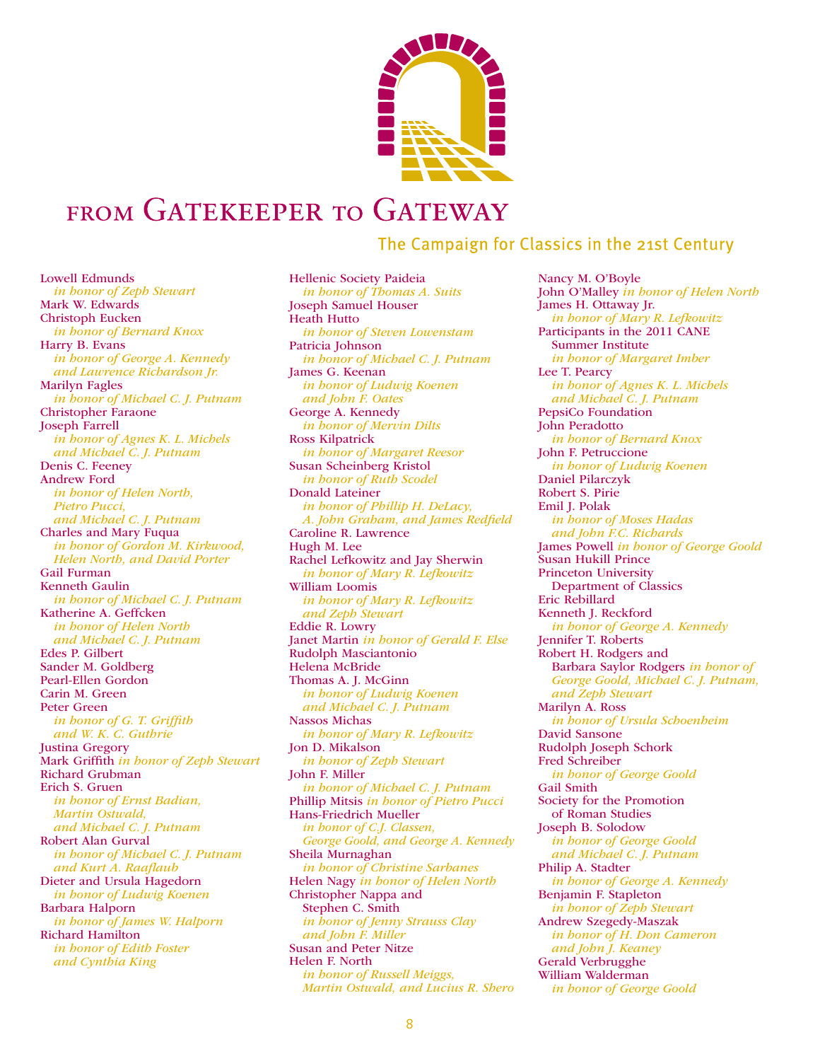# from Gatekeeper to Gateway

## The Campaign for Classics in the 21st Century

Lowell Edmunds
*in honor of Zeph Stewart*
Mark W. Edwards
Christoph Eucken
*in honor of Bernard Knox*
Harry B. Evans
*in honor of George A. Kennedy and Lawrence Richardson Jr.*
Marilyn Fagles
*in honor of Michael C. J. Putnam*
Christopher Faraone
Joseph Farrell
*in honor of Agnes K. L. Michels and Michael C. J. Putnam*
Denis C. Feeney
Andrew Ford
*in honor of Helen North, Pietro Pucci, and Michael C. J. Putnam*
Charles and Mary Fuqua
*in honor of Gordon M. Kirkwood, Helen North, and David Porter*
Gail Furman
Kenneth Gaulin
*in honor of Michael C. J. Putnam*
Katherine A. Geffcken
*in honor of Helen North and Michael C. J. Putnam*
Edes P. Gilbert
Sander M. Goldberg
Pearl-Ellen Gordon
Carin M. Green
Peter Green
*in honor of G. T. Griffith and W. K. C. Guthrie*
Justina Gregory
Mark Griffith *in honor of Zeph Stewart*
Richard Grubman
Erich S. Gruen
*in honor of Ernst Badian, Martin Ostwald, and Michael C. J. Putnam*
Robert Alan Gurval
*in honor of Michael C. J. Putnam and Kurt A. Raaflaub*
Dieter and Ursula Hagedorn
*in honor of Ludwig Koenen*
Barbara Halporn
*in honor of James W. Halporn*
Richard Hamilton
*in honor of Edith Foster and Cynthia King*

Hellenic Society Paideia
*in honor of Thomas A. Suits*
Joseph Samuel Houser
Heath Hutto
*in honor of Steven Lowenstam*
Patricia Johnson
*in honor of Michael C. J. Putnam*
James G. Keenan
*in honor of Ludwig Koenen and John F. Oates*
George A. Kennedy
*in honor of Mervin Dilts*
Ross Kilpatrick
*in honor of Margaret Reesor*
Susan Scheinberg Kristol
*in honor of Ruth Scodel*
Donald Lateiner
*in honor of Phillip H. DeLacy, A. John Graham, and James Redfield*
Caroline R. Lawrence
Hugh M. Lee
Rachel Lefkowitz and Jay Sherwin
*in honor of Mary R. Lefkowitz*
William Loomis
*in honor of Mary R. Lefkowitz and Zeph Stewart*
Eddie R. Lowry
Janet Martin *in honor of Gerald F. Else*
Rudolph Masciantonio
Helena McBride
Thomas A. J. McGinn
*in honor of Ludwig Koenen and Michael C. J. Putnam*
Nassos Michas
*in honor of Mary R. Lefkowitz*
Jon D. Mikalson
*in honor of Zeph Stewart*
John F. Miller
*in honor of Michael C. J. Putnam*
Phillip Mitsis *in honor of Pietro Pucci*
Hans-Friedrich Mueller
*in honor of C.J. Classen, George Goold, and George A. Kennedy*
Sheila Murnaghan
*in honor of Christine Sarbanes*
Helen Nagy *in honor of Helen North*
Christopher Nappa and Stephen C. Smith
*in honor of Jenny Strauss Clay and John F. Miller*
Susan and Peter Nitze
Helen F. North
*in honor of Russell Meiggs, Martin Ostwald, and Lucius R. Shero*

Nancy M. O'Boyle
John O'Malley *in honor of Helen North*
James H. Ottaway Jr.
*in honor of Mary R. Lefkowitz*
Participants in the 2011 CANE Summer Institute
*in honor of Margaret Imber*
Lee T. Pearcy
*in honor of Agnes K. L. Michels and Michael C. J. Putnam*
PepsiCo Foundation
John Peradotto
*in honor of Bernard Knox*
John F. Petruccione
*in honor of Ludwig Koenen*
Daniel Pilarczyk
Robert S. Pirie
Emil J. Polak
*in honor of Moses Hadas and John F.C. Richards*
James Powell *in honor of George Goold*
Susan Hukill Prince
Princeton University Department of Classics
Eric Rebillard
Kenneth J. Reckford
*in honor of George A. Kennedy*
Jennifer T. Roberts
Robert H. Rodgers and Barbara Saylor Rodgers *in honor of George Goold, Michael C. J. Putnam, and Zeph Stewart*
Marilyn A. Ross
*in honor of Ursula Schoenheim*
David Sansone
Rudolph Joseph Schork
Fred Schreiber
*in honor of George Goold*
Gail Smith
Society for the Promotion of Roman Studies
Joseph B. Solodow
*in honor of George Goold and Michael C. J. Putnam*
Philip A. Stadter
*in honor of George A. Kennedy*
Benjamin F. Stapleton
*in honor of Zeph Stewart*
Andrew Szegedy-Maszak
*in honor of H. Don Cameron and John J. Keaney*
Gerald Verbrugghe
William Walderman
*in honor of George Goold*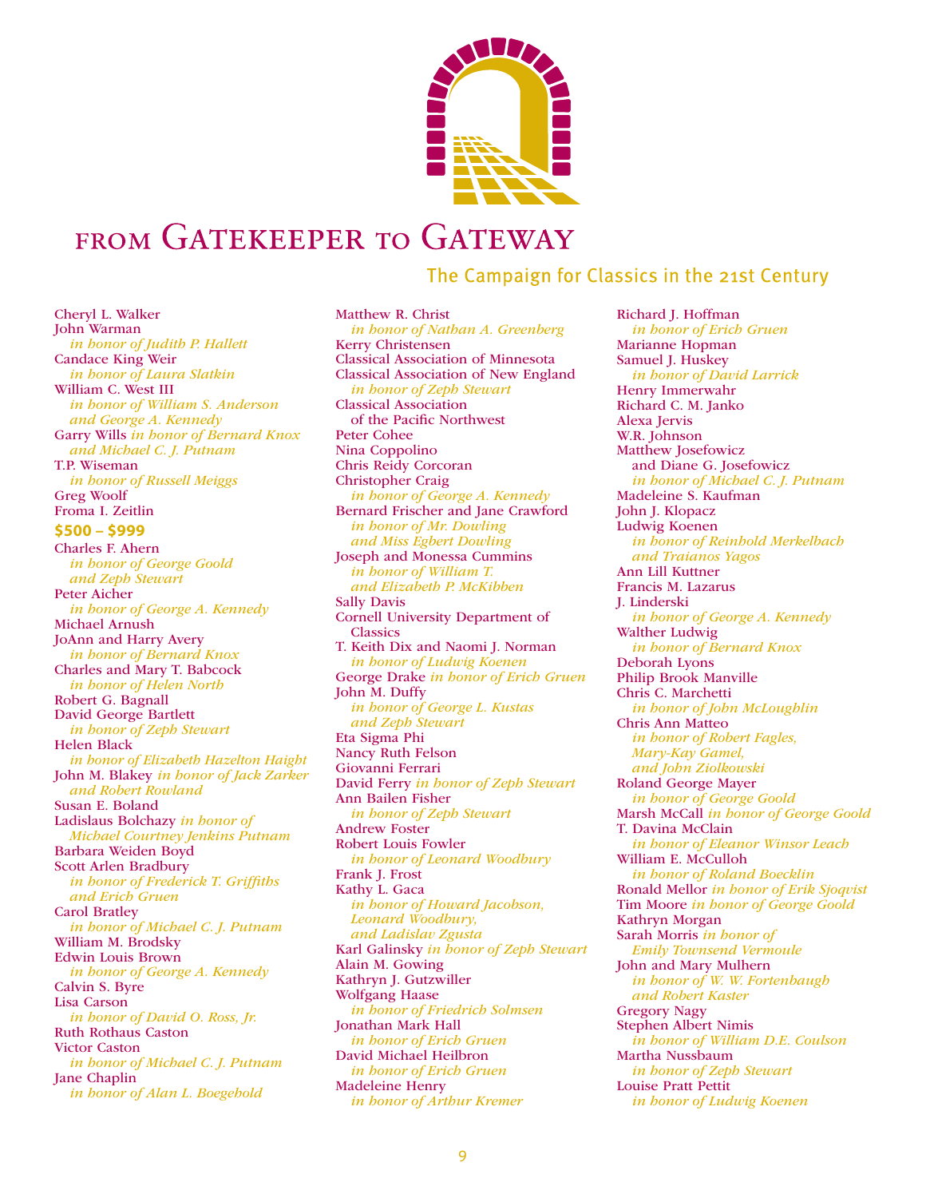# FROM GATEKEEPER TO GATEWAY

## The Campaign for Classics in the 21st Century

Cheryl L. Walker
John Warman
*in honor of Judith P. Hallett*
Candace King Weir
*in honor of Laura Slatkin*
William C. West III
*in honor of William S. Anderson and George A. Kennedy*
Garry Wills *in honor of Bernard Knox and Michael C. J. Putnam*
T.P. Wiseman
*in honor of Russell Meiggs*
Greg Woolf
Froma I. Zeitlin

### $500 – $999

Charles F. Ahern
*in honor of George Goold and Zeph Stewart*
Peter Aicher
*in honor of George A. Kennedy*
Michael Arnush
JoAnn and Harry Avery
*in honor of Bernard Knox*
Charles and Mary T. Babcock
*in honor of Helen North*
Robert G. Bagnall
David George Bartlett
*in honor of Zeph Stewart*
Helen Black
*in honor of Elizabeth Hazelton Haight*
John M. Blakey *in honor of Jack Zarker and Robert Rowland*
Susan E. Boland
Ladislaus Bolchazy *in honor of Michael Courtney Jenkins Putnam*
Barbara Weiden Boyd
Scott Arlen Bradbury
*in honor of Frederick T. Griffiths and Erich Gruen*
Carol Bratley
*in honor of Michael C. J. Putnam*
William M. Brodsky
Edwin Louis Brown
*in honor of George A. Kennedy*
Calvin S. Byre
Lisa Carson
*in honor of David O. Ross, Jr.*
Ruth Rothaus Caston
Victor Caston
*in honor of Michael C. J. Putnam*
Jane Chaplin
*in honor of Alan L. Boegehold*

Matthew R. Christ
*in honor of Nathan A. Greenberg*
Kerry Christensen
Classical Association of Minnesota
Classical Association of New England
*in honor of Zeph Stewart*
Classical Association of the Pacific Northwest
Peter Cohee
Nina Coppolino
Chris Reidy Corcoran
Christopher Craig
*in honor of George A. Kennedy*
Bernard Frischer and Jane Crawford
*in honor of Mr. Dowling and Miss Egbert Dowling*
Joseph and Monessa Cummins
*in honor of William T. and Elizabeth P. McKibben*
Sally Davis
Cornell University Department of Classics
T. Keith Dix and Naomi J. Norman
*in honor of Ludwig Koenen*
George Drake *in honor of Erich Gruen*
John M. Duffy
*in honor of George L. Kustas and Zeph Stewart*
Eta Sigma Phi
Nancy Ruth Felson
Giovanni Ferrari
David Ferry *in honor of Zeph Stewart*
Ann Bailen Fisher
*in honor of Zeph Stewart*
Andrew Foster
Robert Louis Fowler
*in honor of Leonard Woodbury*
Frank J. Frost
Kathy L. Gaca
*in honor of Howard Jacobson, Leonard Woodbury, and Ladislav Zgusta*
Karl Galinsky *in honor of Zeph Stewart*
Alain M. Gowing
Kathryn J. Gutzwiller
Wolfgang Haase
*in honor of Friedrich Solmsen*
Jonathan Mark Hall
*in honor of Erich Gruen*
David Michael Heilbron
*in honor of Erich Gruen*
Madeleine Henry
*in honor of Arthur Kremer*

Richard J. Hoffman
*in honor of Erich Gruen*
Marianne Hopman
Samuel J. Huskey
*in honor of David Larrick*
Henry Immerwahr
Richard C. M. Janko
Alexa Jervis
W.R. Johnson
Matthew Josefowicz and Diane G. Josefowicz
*in honor of Michael C. J. Putnam*
Madeleine S. Kaufman
John J. Klopacz
Ludwig Koenen
*in honor of Reinhold Merkelbach and Traianos Yagos*
Ann Lill Kuttner
Francis M. Lazarus
J. Linderski
*in honor of George A. Kennedy*
Walther Ludwig
*in honor of Bernard Knox*
Deborah Lyons
Philip Brook Manville
Chris C. Marchetti
*in honor of John McLoughlin*
Chris Ann Matteo
*in honor of Robert Fagles, Mary-Kay Gamel, and John Ziolkowski*
Roland George Mayer
*in honor of George Goold*
Marsh McCall *in honor of George Goold*
T. Davina McClain
*in honor of Eleanor Winsor Leach*
William E. McCulloh
*in honor of Roland Boecklin*
Ronald Mellor *in honor of Erik Sjoqvist*
Tim Moore *in honor of George Goold*
Kathryn Morgan
Sarah Morris *in honor of Emily Townsend Vermoule*
John and Mary Mulhern
*in honor of W. W. Fortenbaugh and Robert Kaster*
Gregory Nagy
Stephen Albert Nimis
*in honor of William D.E. Coulson*
Martha Nussbaum
*in honor of Zeph Stewart*
Louise Pratt Pettit
*in honor of Ludwig Koenen*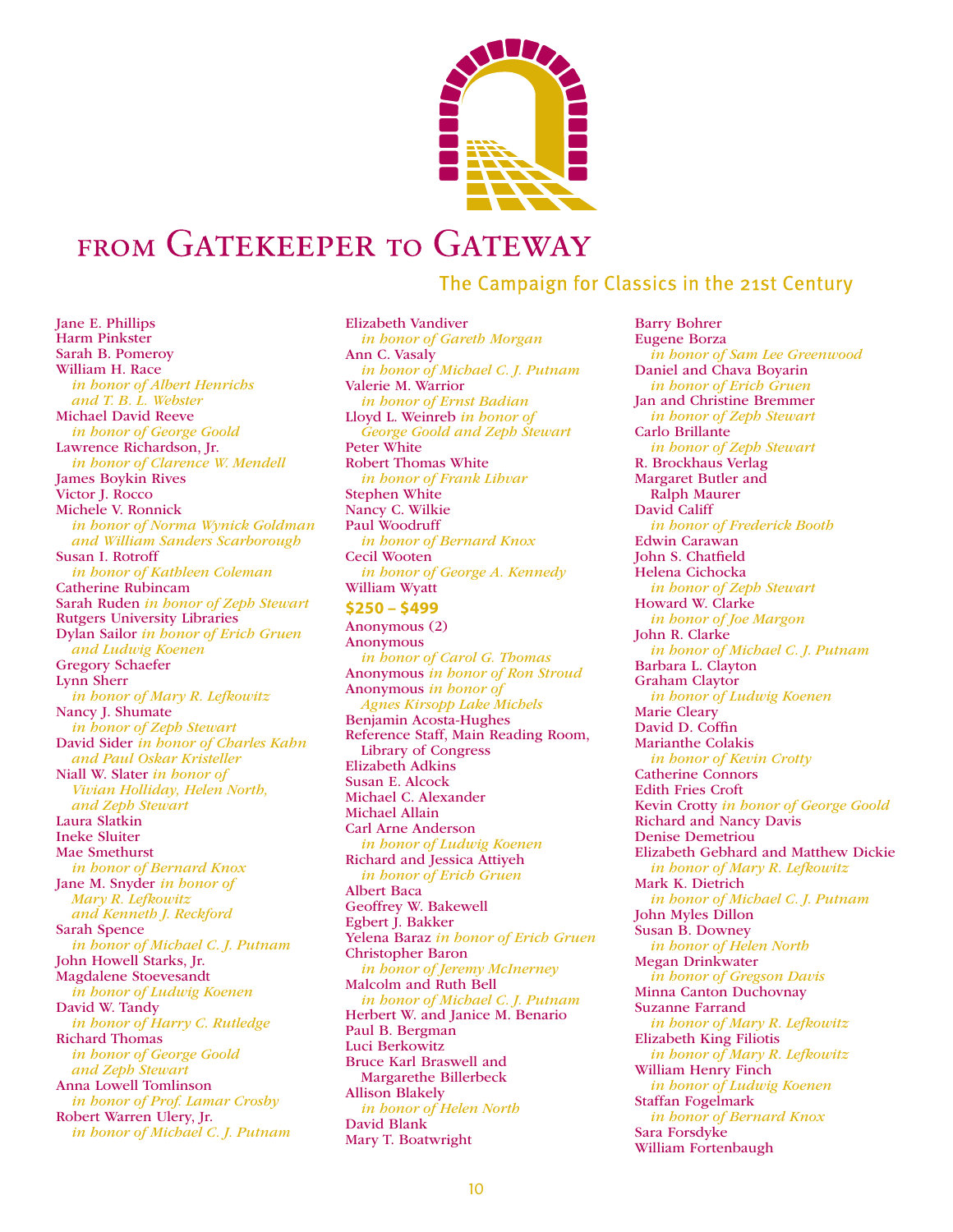# FROM GATEKEEPER TO GATEWAY

## The Campaign for Classics in the 21st Century

Jane E. Phillips
Harm Pinkster
Sarah B. Pomeroy
William H. Race
*in honor of Albert Henrichs and T. B. L. Webster*
Michael David Reeve
*in honor of George Goold*
Lawrence Richardson, Jr.
*in honor of Clarence W. Mendell*
James Boykin Rives
Victor J. Rocco
Michele V. Ronnick
*in honor of Norma Wynick Goldman and William Sanders Scarborough*
Susan I. Rotroff
*in honor of Kathleen Coleman*
Catherine Rubincam
Sarah Ruden *in honor of Zeph Stewart*
Rutgers University Libraries
Dylan Sailor *in honor of Erich Gruen and Ludwig Koenen*
Gregory Schaefer
Lynn Sherr
*in honor of Mary R. Lefkowitz*
Nancy J. Shumate
*in honor of Zeph Stewart*
David Sider *in honor of Charles Kahn and Paul Oskar Kristeller*
Niall W. Slater *in honor of Vivian Holliday, Helen North, and Zeph Stewart*
Laura Slatkin
Ineke Sluiter
Mae Smethurst
*in honor of Bernard Knox*
Jane M. Snyder *in honor of Mary R. Lefkowitz and Kenneth J. Reckford*
Sarah Spence
*in honor of Michael C. J. Putnam*
John Howell Starks, Jr.
Magdalene Stoevesandt
*in honor of Ludwig Koenen*
David W. Tandy
*in honor of Harry C. Rutledge*
Richard Thomas
*in honor of George Goold and Zeph Stewart*
Anna Lowell Tomlinson
*in honor of Prof. Lamar Crosby*
Robert Warren Ulery, Jr.
*in honor of Michael C. J. Putnam*

Elizabeth Vandiver
*in honor of Gareth Morgan*
Ann C. Vasaly
*in honor of Michael C. J. Putnam*
Valerie M. Warrior
*in honor of Ernst Badian*
Lloyd L. Weinreb *in honor of George Goold and Zeph Stewart*
Peter White
Robert Thomas White
*in honor of Frank Libvar*
Stephen White
Nancy C. Wilkie
Paul Woodruff
*in honor of Bernard Knox*
Cecil Wooten
*in honor of George A. Kennedy*
William Wyatt

**$250 – $499**

Anonymous (2)
Anonymous
*in honor of Carol G. Thomas*
Anonymous *in honor of Ron Stroud*
Anonymous *in honor of Agnes Kirsopp Lake Michels*
Benjamin Acosta-Hughes
Reference Staff, Main Reading Room, Library of Congress
Elizabeth Adkins
Susan E. Alcock
Michael C. Alexander
Michael Allain
Carl Arne Anderson
*in honor of Ludwig Koenen*
Richard and Jessica Attiyeh
*in honor of Erich Gruen*
Albert Baca
Geoffrey W. Bakewell
Egbert J. Bakker
Yelena Baraz *in honor of Erich Gruen*
Christopher Baron
*in honor of Jeremy McInerney*
Malcolm and Ruth Bell
*in honor of Michael C. J. Putnam*
Herbert W. and Janice M. Benario
Paul B. Bergman
Luci Berkowitz
Bruce Karl Braswell and Margarethe Billerbeck
Allison Blakely
*in honor of Helen North*
David Blank
Mary T. Boatwright

Barry Bohrer
Eugene Borza
*in honor of Sam Lee Greenwood*
Daniel and Chava Boyarin
*in honor of Erich Gruen*
Jan and Christine Bremmer
*in honor of Zeph Stewart*
Carlo Brillante
*in honor of Zeph Stewart*
R. Brockhaus Verlag
Margaret Butler and Ralph Maurer
David Califf
*in honor of Frederick Booth*
Edwin Carawan
John S. Chatfield
Helena Cichocka
*in honor of Zeph Stewart*
Howard W. Clarke
*in honor of Joe Margon*
John R. Clarke
*in honor of Michael C. J. Putnam*
Barbara L. Clayton
Graham Claytor
*in honor of Ludwig Koenen*
Marie Cleary
David D. Coffin
Marianthe Colakis
*in honor of Kevin Crotty*
Catherine Connors
Edith Fries Croft
Kevin Crotty *in honor of George Goold*
Richard and Nancy Davis
Denise Demetriou
Elizabeth Gebhard and Matthew Dickie
*in honor of Mary R. Lefkowitz*
Mark K. Dietrich
*in honor of Michael C. J. Putnam*
John Myles Dillon
Susan B. Downey
*in honor of Helen North*
Megan Drinkwater
*in honor of Gregson Davis*
Minna Canton Duchovnay
Suzanne Farrand
*in honor of Mary R. Lefkowitz*
Elizabeth King Filiotis
*in honor of Mary R. Lefkowitz*
William Henry Finch
*in honor of Ludwig Koenen*
Staffan Fogelmark
*in honor of Bernard Knox*
Sara Forsdyke
William Fortenbaugh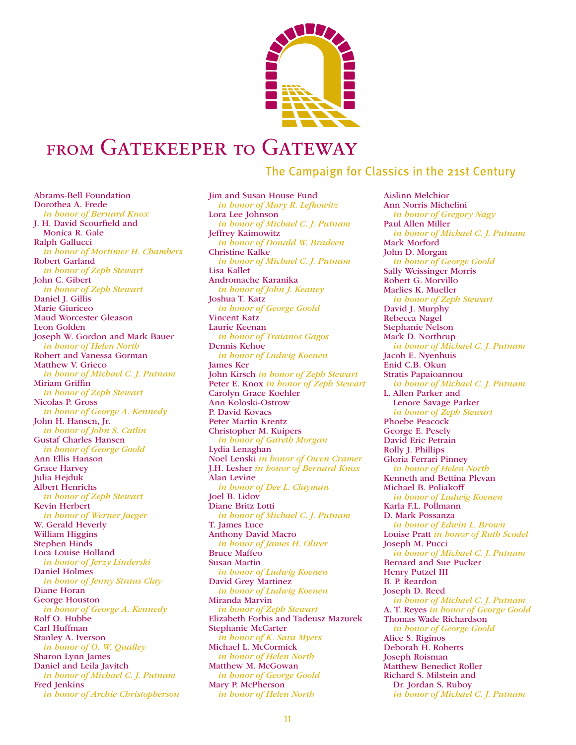# FROM GATEKEEPER TO GATEWAY

## The Campaign for Classics in the 21st Century

Abrams-Bell Foundation
Dorothea A. Frede
*in honor of Bernard Knox*
J. H. David Scourfield and Monica R. Gale
Ralph Gallucci
*in honor of Mortimer H. Chambers*
Robert Garland
*in honor of Zeph Stewart*
John C. Gibert
*in honor of Zeph Stewart*
Daniel J. Gillis
Marie Giuriceo
Maud Worcester Gleason
Leon Golden
Joseph W. Gordon and Mark Bauer
*in honor of Helen North*
Robert and Vanessa Gorman
Matthew V. Grieco
*in honor of Michael C. J. Putnam*
Miriam Griffin
*in honor of Zeph Stewart*
Nicolas P. Gross
*in honor of George A. Kennedy*
John H. Hansen, Jr.
*in honor of John S. Catlin*
Gustaf Charles Hansen
*in honor of George Goold*
Ann Ellis Hanson
Grace Harvey
Julia Hejduk
Albert Henrichs
*in honor of Zeph Stewart*
Kevin Herbert
*in honor of Werner Jaeger*
W. Gerald Heverly
William Higgins
Stephen Hinds
Lora Louise Holland
*in honor of Jerzy Linderski*
Daniel Holmes
*in honor of Jenny Straus Clay*
Diane Horan
George Houston
*in honor of George A. Kennedy*
Rolf O. Hubbe
Carl Huffman
Stanley A. Iverson
*in honor of O. W. Qualley*
Sharon Lynn James
Daniel and Leila Javitch
*in honor of Michael C. J. Putnam*
Fred Jenkins
*in honor of Archie Christopherson*

Jim and Susan House Fund
*in honor of Mary R. Lefkowitz*
Lora Lee Johnson
*in honor of Michael C. J. Putnam*
Jeffrey Kaimowitz
*in honor of Donald W. Bradeen*
Christine Kalke
*in honor of Michael C. J. Putnam*
Lisa Kallet
Andromache Karanika
*in honor of John J. Keaney*
Joshua T. Katz
*in honor of George Goold*
Vincent Katz
Laurie Keenan
*in honor of Traianos Gagos*
Dennis Kehoe
*in honor of Ludwig Koenen*
James Ker
John Kirsch *in honor of Zeph Stewart*
Peter E. Knox *in honor of Zeph Stewart*
Carolyn Grace Koehler
Ann Koloski-Ostrow
P. David Kovacs
Peter Martin Krentz
Christopher M. Kuipers
*in honor of Gareth Morgan*
Lydia Lenaghan
Noel Lenski *in honor of Owen Cramer*
J.H. Lesher *in honor of Bernard Knox*
Alan Levine
*in honor of Dee L. Clayman*
Joel B. Lidov
Diane Britz Lotti
*in honor of Michael C. J. Putnam*
T. James Luce
Anthony David Macro
*in honor of James H. Oliver*
Bruce Maffeo
Susan Martin
*in honor of Ludwig Koenen*
David Grey Martinez
*in honor of Ludwig Koenen*
Miranda Marvin
*in honor of Zeph Stewart*
Elizabeth Forbis and Tadeusz Mazurek
Stephanie McCarter
*in honor of K. Sara Myers*
Michael L. McCormick
*in honor of Helen North*
Matthew M. McGowan
*in honor of George Goold*
Mary P. McPherson
*in honor of Helen North*

Aislinn Melchior
Ann Norris Michelini
*in honor of Gregory Nagy*
Paul Allen Miller
*in honor of Michael C. J. Putnam*
Mark Morford
John D. Morgan
*in honor of George Goold*
Sally Weissinger Morris
Robert G. Morvillo
Marlies K. Mueller
*in honor of Zeph Stewart*
David J. Murphy
Rebecca Nagel
Stephanie Nelson
Mark D. Northrup
*in honor of Michael C. J. Putnam*
Jacob E. Nyenhuis
Enid C.B. Okun
Stratis Papaioannou
*in honor of Michael C. J. Putnam*
L. Allen Parker and Lenore Savage Parker
*in honor of Zeph Stewart*
Phoebe Peacock
George E. Pesely
David Eric Petrain
Rolly J. Phillips
Gloria Ferrari Pinney
*in honor of Helen North*
Kenneth and Bettina Plevan
Michael B. Poliakoff
*in honor of Ludwig Koenen*
Karla F.L. Pollmann
D. Mark Possanza
*in honor of Edwin L. Brown*
Louise Pratt *in honor of Ruth Scodel*
Joseph M. Pucci
*in honor of Michael C. J. Putnam*
Bernard and Sue Pucker
Henry Putzel III
B. P. Reardon
Joseph D. Reed
*in honor of Michael C. J. Putnam*
A. T. Reyes *in honor of George Goold*
Thomas Wade Richardson
*in honor of George Goold*
Alice S. Riginos
Deborah H. Roberts
Joseph Roisman
Matthew Benedict Roller
Richard S. Milstein and Dr. Jordan S. Ruboy
*in honor of Michael C. J. Putnam*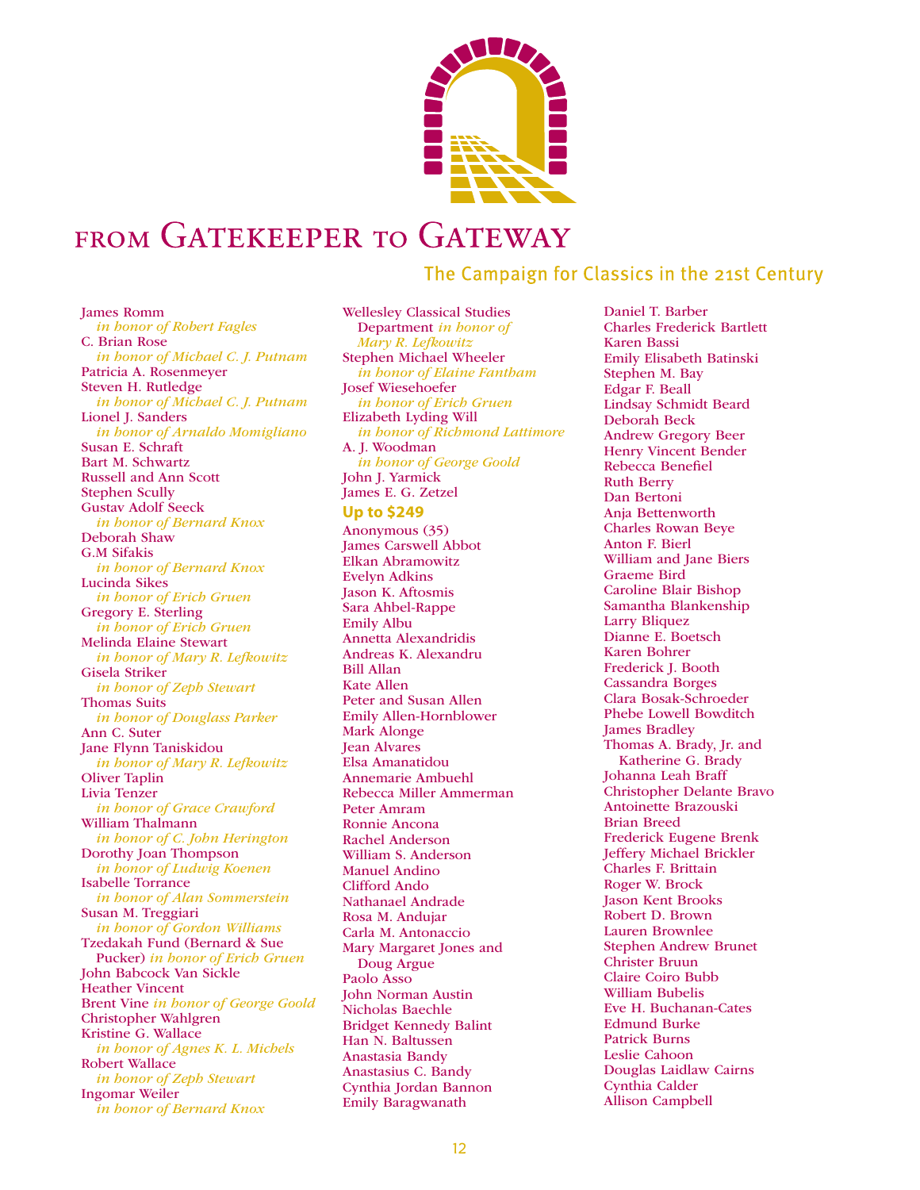# from Gatekeeper to Gateway

## The Campaign for Classics in the 21st Century

James Romm
*in honor of Robert Fagles*
C. Brian Rose
*in honor of Michael C. J. Putnam*
Patricia A. Rosenmeyer
Steven H. Rutledge
*in honor of Michael C. J. Putnam*
Lionel J. Sanders
*in honor of Arnaldo Momigliano*
Susan E. Schraft
Bart M. Schwartz
Russell and Ann Scott
Stephen Scully
Gustav Adolf Seeck
*in honor of Bernard Knox*
Deborah Shaw
G.M Sifakis
*in honor of Bernard Knox*
Lucinda Sikes
*in honor of Erich Gruen*
Gregory E. Sterling
*in honor of Erich Gruen*
Melinda Elaine Stewart
*in honor of Mary R. Lefkowitz*
Gisela Striker
*in honor of Zeph Stewart*
Thomas Suits
*in honor of Douglass Parker*
Ann C. Suter
Jane Flynn Taniskidou
*in honor of Mary R. Lefkowitz*
Oliver Taplin
Livia Tenzer
*in honor of Grace Crawford*
William Thalmann
*in honor of C. John Herington*
Dorothy Joan Thompson
*in honor of Ludwig Koenen*
Isabelle Torrance
*in honor of Alan Sommerstein*
Susan M. Treggiari
*in honor of Gordon Williams*
Tzedakah Fund (Bernard & Sue Pucker) *in honor of Erich Gruen*
John Babcock Van Sickle
Heather Vincent
Brent Vine *in honor of George Goold*
Christopher Wahlgren
Kristine G. Wallace
*in honor of Agnes K. L. Michels*
Robert Wallace
*in honor of Zeph Stewart*
Ingomar Weiler
*in honor of Bernard Knox*
Wellesley Classical Studies Department *in honor of Mary R. Lefkowitz*
Stephen Michael Wheeler
*in honor of Elaine Fantham*
Josef Wiesehoefer
*in honor of Erich Gruen*
Elizabeth Lyding Will
*in honor of Richmond Lattimore*
A. J. Woodman
*in honor of George Goold*
John J. Yarmick
James E. G. Zetzel

### Up to $249

Anonymous (35)
James Carswell Abbot
Elkan Abramowitz
Evelyn Adkins
Jason K. Aftosmis
Sara Ahbel-Rappe
Emily Albu
Annetta Alexandridis
Andreas K. Alexandru
Bill Allan
Kate Allen
Peter and Susan Allen
Emily Allen-Hornblower
Mark Alonge
Jean Alvares
Elsa Amanatidou
Annemarie Ambuehl
Rebecca Miller Ammerman
Peter Amram
Ronnie Ancona
Rachel Anderson
William S. Anderson
Manuel Andino
Clifford Ando
Nathanael Andrade
Rosa M. Andujar
Carla M. Antonaccio
Mary Margaret Jones and Doug Argue
Paolo Asso
John Norman Austin
Nicholas Baechle
Bridget Kennedy Balint
Han N. Baltussen
Anastasia Bandy
Anastasius C. Bandy
Cynthia Jordan Bannon
Emily Baragwanath
Daniel T. Barber
Charles Frederick Bartlett
Karen Bassi
Emily Elisabeth Batinski
Stephen M. Bay
Edgar F. Beall
Lindsay Schmidt Beard
Deborah Beck
Andrew Gregory Beer
Henry Vincent Bender
Rebecca Benefiel
Ruth Berry
Dan Bertoni
Anja Bettenworth
Charles Rowan Beye
Anton F. Bierl
William and Jane Biers
Graeme Bird
Caroline Blair Bishop
Samantha Blankenship
Larry Bliquez
Dianne E. Boetsch
Karen Bohrer
Frederick J. Booth
Cassandra Borges
Clara Bosak-Schroeder
Phebe Lowell Bowditch
James Bradley
Thomas A. Brady, Jr. and Katherine G. Brady
Johanna Leah Braff
Christopher Delante Bravo
Antoinette Brazouski
Brian Breed
Frederick Eugene Brenk
Jeffery Michael Brickler
Charles F. Brittain
Roger W. Brock
Jason Kent Brooks
Robert D. Brown
Lauren Brownlee
Stephen Andrew Brunet
Christer Bruun
Claire Coiro Bubb
William Bubelis
Eve H. Buchanan-Cates
Edmund Burke
Patrick Burns
Leslie Cahoon
Douglas Laidlaw Cairns
Cynthia Calder
Allison Campbell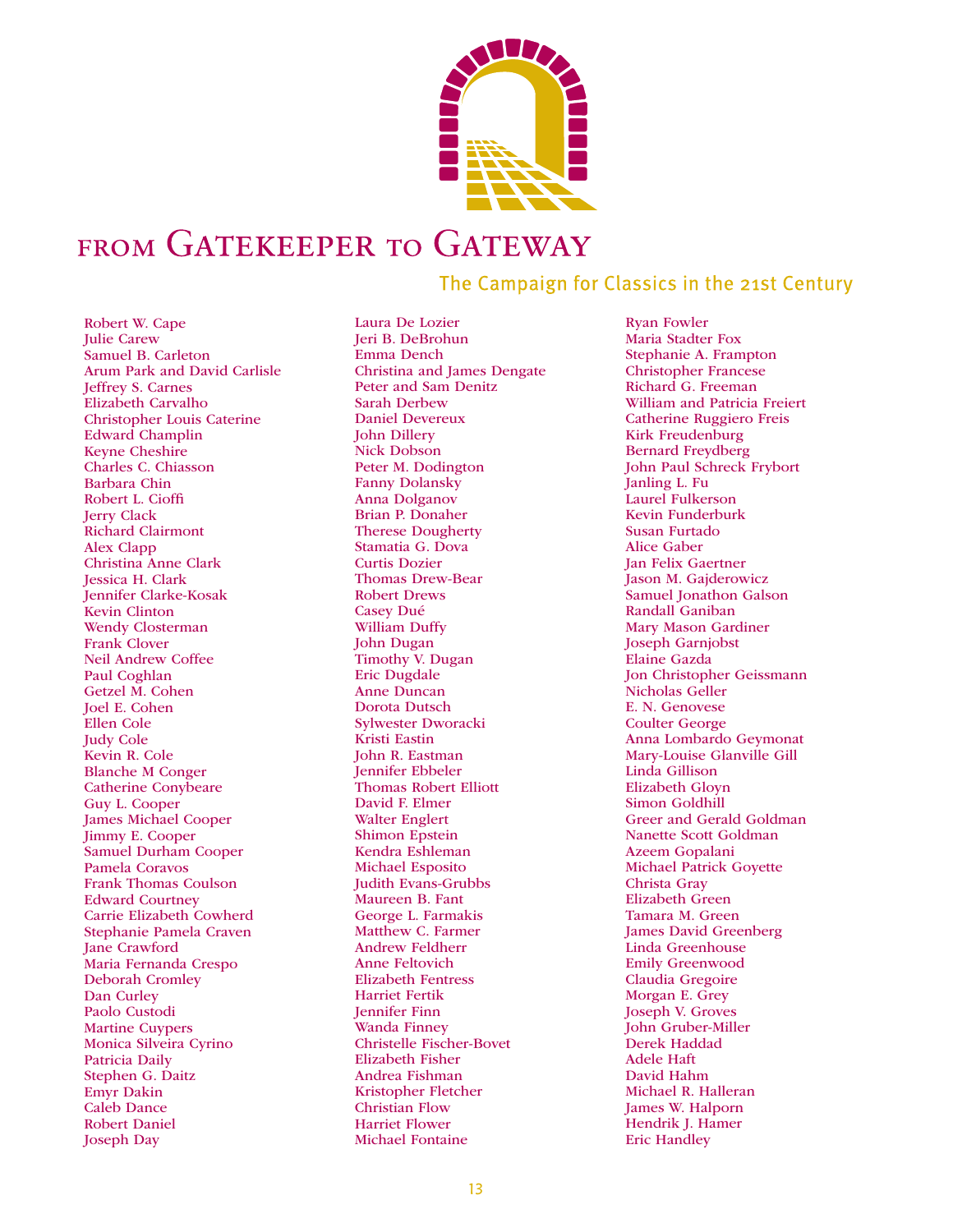# FROM GATEKEEPER TO GATEWAY

## The Campaign for Classics in the 21st Century

Robert W. Cape
Julie Carew
Samuel B. Carleton
Arum Park and David Carlisle
Jeffrey S. Carnes
Elizabeth Carvalho
Christopher Louis Caterine
Edward Champlin
Keyne Cheshire
Charles C. Chiasson
Barbara Chin
Robert L. Cioffi
Jerry Clack
Richard Clairmont
Alex Clapp
Christina Anne Clark
Jessica H. Clark
Jennifer Clarke-Kosak
Kevin Clinton
Wendy Closterman
Frank Clover
Neil Andrew Coffee
Paul Coghlan
Getzel M. Cohen
Joel E. Cohen
Ellen Cole
Judy Cole
Kevin R. Cole
Blanche M Conger
Catherine Conybeare
Guy L. Cooper
James Michael Cooper
Jimmy E. Cooper
Samuel Durham Cooper
Pamela Coravos
Frank Thomas Coulson
Edward Courtney
Carrie Elizabeth Cowherd
Stephanie Pamela Craven
Jane Crawford
Maria Fernanda Crespo
Deborah Cromley
Dan Curley
Paolo Custodi
Martine Cuypers
Monica Silveira Cyrino
Patricia Daily
Stephen G. Daitz
Emyr Dakin
Caleb Dance
Robert Daniel
Joseph Day
Laura De Lozier
Jeri B. DeBrohun
Emma Dench
Christina and James Dengate
Peter and Sam Denitz
Sarah Derbew
Daniel Devereux
John Dillery
Nick Dobson
Peter M. Dodington
Fanny Dolansky
Anna Dolganov
Brian P. Donaher
Therese Dougherty
Stamatia G. Dova
Curtis Dozier
Thomas Drew-Bear
Robert Drews
Casey Dué
William Duffy
John Dugan
Timothy V. Dugan
Eric Dugdale
Anne Duncan
Dorota Dutsch
Sylwester Dworacki
Kristi Eastin
John R. Eastman
Jennifer Ebbeler
Thomas Robert Elliott
David F. Elmer
Walter Englert
Shimon Epstein
Kendra Eshleman
Michael Esposito
Judith Evans-Grubbs
Maureen B. Fant
George L. Farmakis
Matthew C. Farmer
Andrew Feldherr
Anne Feltovich
Elizabeth Fentress
Harriet Fertik
Jennifer Finn
Wanda Finney
Christelle Fischer-Bovet
Elizabeth Fisher
Andrea Fishman
Kristopher Fletcher
Christian Flow
Harriet Flower
Michael Fontaine
Ryan Fowler
Maria Stadter Fox
Stephanie A. Frampton
Christopher Francese
Richard G. Freeman
William and Patricia Freiert
Catherine Ruggiero Freis
Kirk Freudenburg
Bernard Freydberg
John Paul Schreck Frybort
Janling L. Fu
Laurel Fulkerson
Kevin Funderburk
Susan Furtado
Alice Gaber
Jan Felix Gaertner
Jason M. Gajderowicz
Samuel Jonathon Galson
Randall Ganiban
Mary Mason Gardiner
Joseph Garnjobst
Elaine Gazda
Jon Christopher Geissmann
Nicholas Geller
E. N. Genovese
Coulter George
Anna Lombardo Geymonat
Mary-Louise Glanville Gill
Linda Gillison
Elizabeth Gloyn
Simon Goldhill
Greer and Gerald Goldman
Nanette Scott Goldman
Azeem Gopalani
Michael Patrick Goyette
Christa Gray
Elizabeth Green
Tamara M. Green
James David Greenberg
Linda Greenhouse
Emily Greenwood
Claudia Gregoire
Morgan E. Grey
Joseph V. Groves
John Gruber-Miller
Derek Haddad
Adele Haft
David Hahm
Michael R. Halleran
James W. Halporn
Hendrik J. Hamer
Eric Handley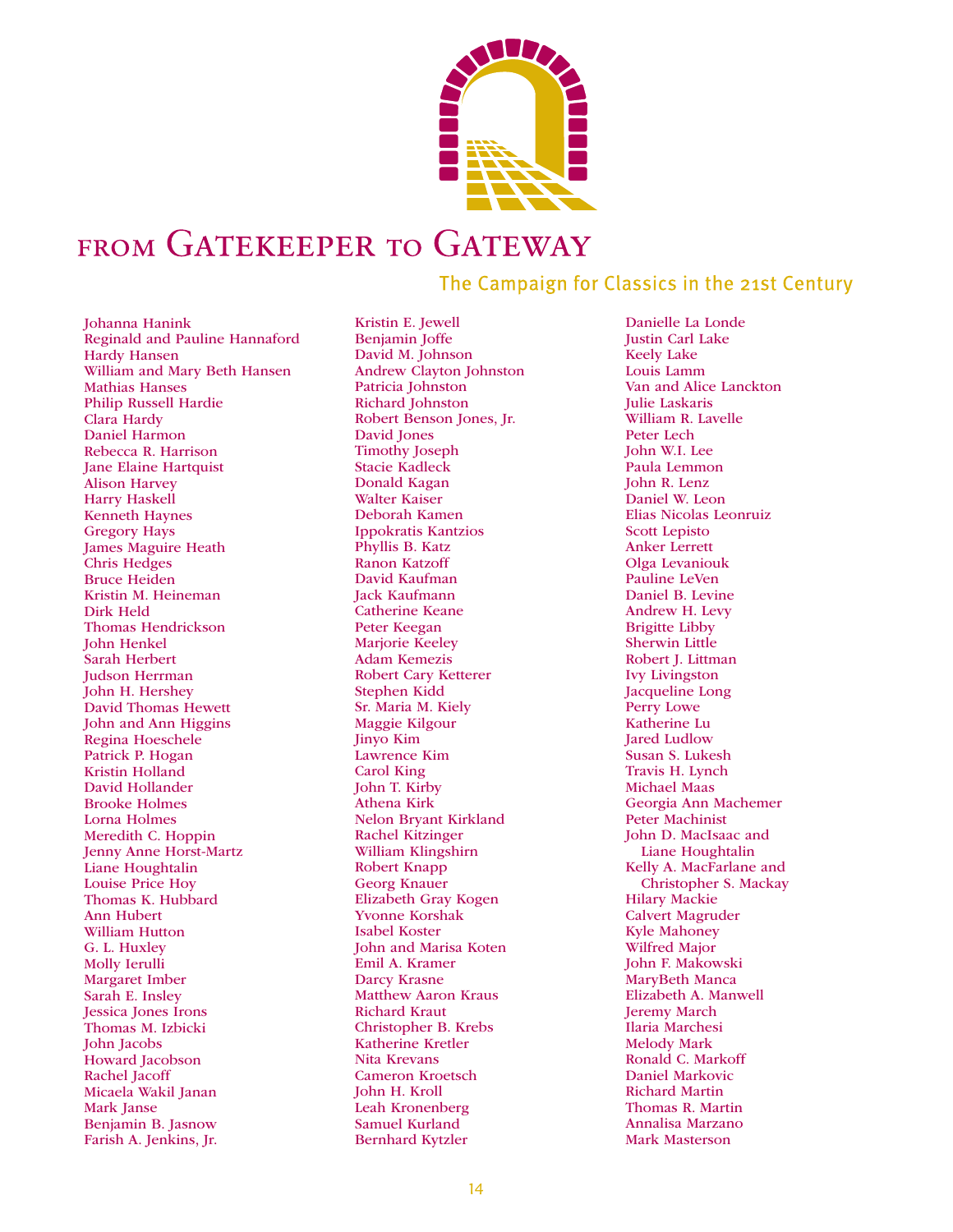# FROM GATEKEEPER TO GATEWAY

## The Campaign for Classics in the 21st Century

Johanna Hanink
Reginald and Pauline Hannaford
Hardy Hansen
William and Mary Beth Hansen
Mathias Hanses
Philip Russell Hardie
Clara Hardy
Daniel Harmon
Rebecca R. Harrison
Jane Elaine Hartquist
Alison Harvey
Harry Haskell
Kenneth Haynes
Gregory Hays
James Maguire Heath
Chris Hedges
Bruce Heiden
Kristin M. Heineman
Dirk Held
Thomas Hendrickson
John Henkel
Sarah Herbert
Judson Herrman
John H. Hershey
David Thomas Hewett
John and Ann Higgins
Regina Hoeschele
Patrick P. Hogan
Kristin Holland
David Hollander
Brooke Holmes
Lorna Holmes
Meredith C. Hoppin
Jenny Anne Horst-Martz
Liane Houghtalin
Louise Price Hoy
Thomas K. Hubbard
Ann Hubert
William Hutton
G. L. Huxley
Molly Ierulli
Margaret Imber
Sarah E. Insley
Jessica Jones Irons
Thomas M. Izbicki
John Jacobs
Howard Jacobson
Rachel Jacoff
Micaela Wakil Janan
Mark Janse
Benjamin B. Jasnow
Farish A. Jenkins, Jr.
Kristin E. Jewell
Benjamin Joffe
David M. Johnson
Andrew Clayton Johnston
Patricia Johnston
Richard Johnston
Robert Benson Jones, Jr.
David Jones
Timothy Joseph
Stacie Kadleck
Donald Kagan
Walter Kaiser
Deborah Kamen
Ippokratis Kantzios
Phyllis B. Katz
Ranon Katzoff
David Kaufman
Jack Kaufmann
Catherine Keane
Peter Keegan
Marjorie Keeley
Adam Kemezis
Robert Cary Ketterer
Stephen Kidd
Sr. Maria M. Kiely
Maggie Kilgour
Jinyo Kim
Lawrence Kim
Carol King
John T. Kirby
Athena Kirk
Nelon Bryant Kirkland
Rachel Kitzinger
William Klingshirn
Robert Knapp
Georg Knauer
Elizabeth Gray Kogen
Yvonne Korshak
Isabel Koster
John and Marisa Koten
Emil A. Kramer
Darcy Krasne
Matthew Aaron Kraus
Richard Kraut
Christopher B. Krebs
Katherine Kretler
Nita Krevans
Cameron Kroetsch
John H. Kroll
Leah Kronenberg
Samuel Kurland
Bernhard Kytzler
Danielle La Londe
Justin Carl Lake
Keely Lake
Louis Lamm
Van and Alice Lanckton
Julie Laskaris
William R. Lavelle
Peter Lech
John W.I. Lee
Paula Lemmon
John R. Lenz
Daniel W. Leon
Elias Nicolas Leonruiz
Scott Lepisto
Anker Lerrett
Olga Levaniouk
Pauline LeVen
Daniel B. Levine
Andrew H. Levy
Brigitte Libby
Sherwin Little
Robert J. Littman
Ivy Livingston
Jacqueline Long
Perry Lowe
Katherine Lu
Jared Ludlow
Susan S. Lukesh
Travis H. Lynch
Michael Maas
Georgia Ann Machemer
Peter Machinist
John D. MacIsaac and Liane Houghtalin
Kelly A. MacFarlane and Christopher S. Mackay
Hilary Mackie
Calvert Magruder
Kyle Mahoney
Wilfred Major
John F. Makowski
MaryBeth Manca
Elizabeth A. Manwell
Jeremy March
Ilaria Marchesi
Melody Mark
Ronald C. Markoff
Daniel Markovic
Richard Martin
Thomas R. Martin
Annalisa Marzano
Mark Masterson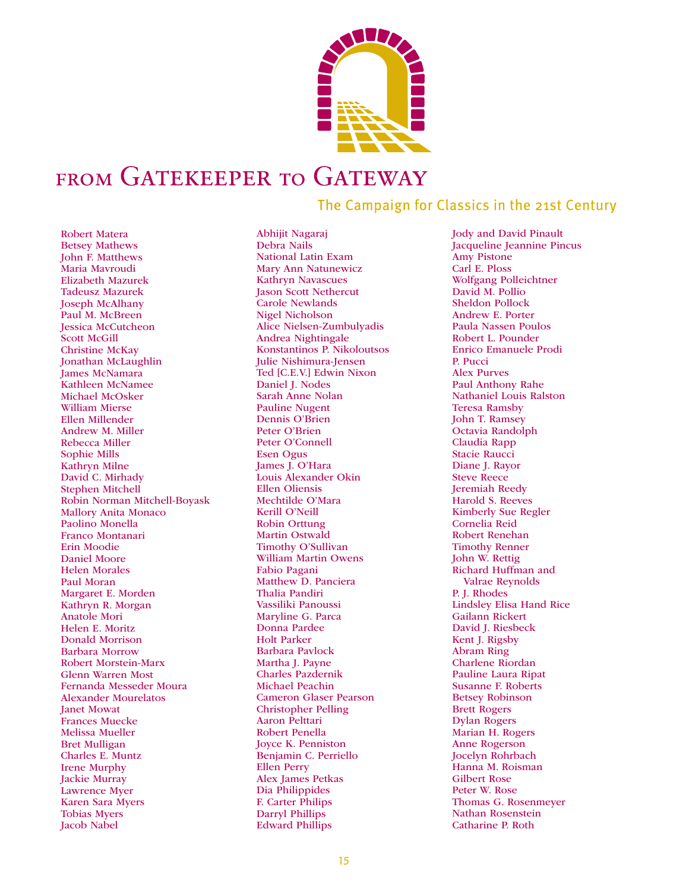# FROM GATEKEEPER TO GATEWAY

## The Campaign for Classics in the 21st Century

Robert Matera
Betsey Mathews
John F. Matthews
Maria Mavroudi
Elizabeth Mazurek
Tadeusz Mazurek
Joseph McAlhany
Paul M. McBreen
Jessica McCutcheon
Scott McGill
Christine McKay
Jonathan McLaughlin
James McNamara
Kathleen McNamee
Michael McOsker
William Mierse
Ellen Millender
Andrew M. Miller
Rebecca Miller
Sophie Mills
Kathryn Milne
David C. Mirhady
Stephen Mitchell
Robin Norman Mitchell-Boyask
Mallory Anita Monaco
Paolino Monella
Franco Montanari
Erin Moodie
Daniel Moore
Helen Morales
Paul Moran
Margaret E. Morden
Kathryn R. Morgan
Anatole Mori
Helen E. Moritz
Donald Morrison
Barbara Morrow
Robert Morstein-Marx
Glenn Warren Most
Fernanda Messeder Moura
Alexander Mourelatos
Janet Mowat
Frances Muecke
Melissa Mueller
Bret Mulligan
Charles E. Muntz
Irene Murphy
Jackie Murray
Lawrence Myer
Karen Sara Myers
Tobias Myers
Jacob Nabel
Abhijit Nagaraj
Debra Nails
National Latin Exam
Mary Ann Natunewicz
Kathryn Navascues
Jason Scott Nethercut
Carole Newlands
Nigel Nicholson
Alice Nielsen-Zumbulyadis
Andrea Nightingale
Konstantinos P. Nikoloutsos
Julie Nishimura-Jensen
Ted [C.E.V.] Edwin Nixon
Daniel J. Nodes
Sarah Anne Nolan
Pauline Nugent
Dennis O'Brien
Peter O'Brien
Peter O'Connell
Esen Ogus
James J. O'Hara
Louis Alexander Okin
Ellen Oliensis
Mechtilde O'Mara
Kerill O'Neill
Robin Orttung
Martin Ostwald
Timothy O'Sullivan
William Martin Owens
Fabio Pagani
Matthew D. Panciera
Thalia Pandiri
Vassiliki Panoussi
Maryline G. Parca
Donna Pardee
Holt Parker
Barbara Pavlock
Martha J. Payne
Charles Pazdernik
Michael Peachin
Cameron Glaser Pearson
Christopher Pelling
Aaron Pelttari
Robert Penella
Joyce K. Penniston
Benjamin C. Perriello
Ellen Perry
Alex James Petkas
Dia Philippides
F. Carter Philips
Darryl Phillips
Edward Phillips
Jody and David Pinault
Jacqueline Jeannine Pincus
Amy Pistone
Carl E. Ploss
Wolfgang Polleichtner
David M. Pollio
Sheldon Pollock
Andrew E. Porter
Paula Nassen Poulos
Robert L. Pounder
Enrico Emanuele Prodi
P. Pucci
Alex Purves
Paul Anthony Rahe
Nathaniel Louis Ralston
Teresa Ramsby
John T. Ramsey
Octavia Randolph
Claudia Rapp
Stacie Raucci
Diane J. Rayor
Steve Reece
Jeremiah Reedy
Harold S. Reeves
Kimberly Sue Regler
Cornelia Reid
Robert Renehan
Timothy Renner
John W. Rettig
Richard Huffman and Valrae Reynolds
P. J. Rhodes
Lindsley Elisa Hand Rice
Gailann Rickert
David J. Riesbeck
Kent J. Rigsby
Abram Ring
Charlene Riordan
Pauline Laura Ripat
Susanne F. Roberts
Betsey Robinson
Brett Rogers
Dylan Rogers
Marian H. Rogers
Anne Rogerson
Jocelyn Rohrbach
Hanna M. Roisman
Gilbert Rose
Peter W. Rose
Thomas G. Rosenmeyer
Nathan Rosenstein
Catharine P. Roth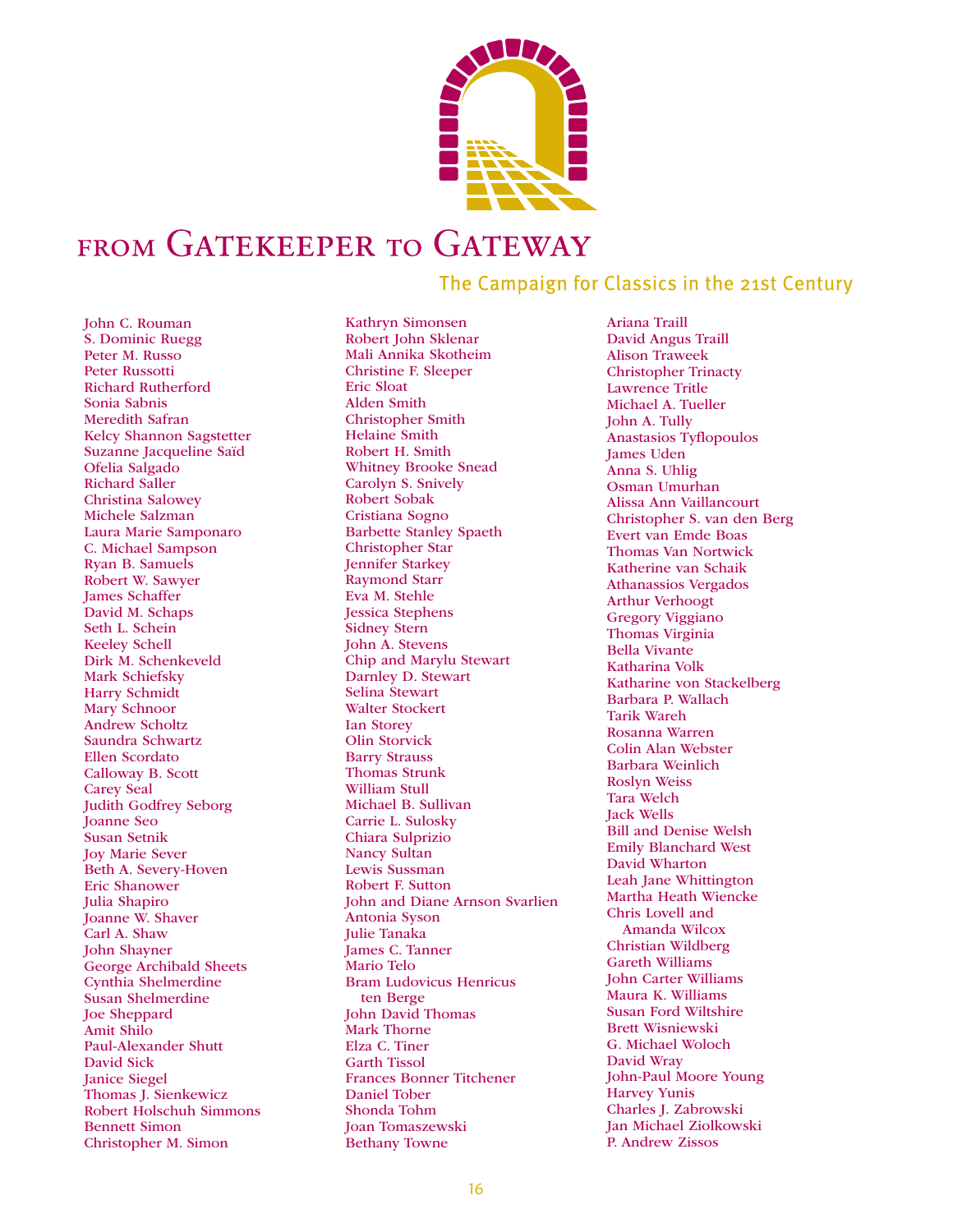# FROM GATEKEEPER TO GATEWAY

## The Campaign for Classics in the 21st Century

John C. Rouman
S. Dominic Ruegg
Peter M. Russo
Peter Russotti
Richard Rutherford
Sonia Sabnis
Meredith Safran
Kelcy Shannon Sagstetter
Suzanne Jacqueline Saïd
Ofelia Salgado
Richard Saller
Christina Salowey
Michele Salzman
Laura Marie Samponaro
C. Michael Sampson
Ryan B. Samuels
Robert W. Sawyer
James Schaffer
David M. Schaps
Seth L. Schein
Keeley Schell
Dirk M. Schenkeveld
Mark Schiefsky
Harry Schmidt
Mary Schnoor
Andrew Scholtz
Saundra Schwartz
Ellen Scordato
Calloway B. Scott
Carey Seal
Judith Godfrey Seborg
Joanne Seo
Susan Setnik
Joy Marie Sever
Beth A. Severy-Hoven
Eric Shanower
Julia Shapiro
Joanne W. Shaver
Carl A. Shaw
John Shayner
George Archibald Sheets
Cynthia Shelmerdine
Susan Shelmerdine
Joe Sheppard
Amit Shilo
Paul-Alexander Shutt
David Sick
Janice Siegel
Thomas J. Sienkewicz
Robert Holschuh Simmons
Bennett Simon
Christopher M. Simon
Kathryn Simonsen
Robert John Sklenar
Mali Annika Skotheim
Christine F. Sleeper
Eric Sloat
Alden Smith
Christopher Smith
Helaine Smith
Robert H. Smith
Whitney Brooke Snead
Carolyn S. Snively
Robert Sobak
Cristiana Sogno
Barbette Stanley Spaeth
Christopher Star
Jennifer Starkey
Raymond Starr
Eva M. Stehle
Jessica Stephens
Sidney Stern
John A. Stevens
Chip and Marylu Stewart
Darnley D. Stewart
Selina Stewart
Walter Stockert
Ian Storey
Olin Storvick
Barry Strauss
Thomas Strunk
William Stull
Michael B. Sullivan
Carrie L. Sulosky
Chiara Sulprizio
Nancy Sultan
Lewis Sussman
Robert F. Sutton
John and Diane Arnson Svarlien
Antonia Syson
Julie Tanaka
James C. Tanner
Mario Telo
Bram Ludovicus Henricus ten Berge
John David Thomas
Mark Thorne
Elza C. Tiner
Garth Tissol
Frances Bonner Titchener
Daniel Tober
Shonda Tohm
Joan Tomaszewski
Bethany Towne
Ariana Traill
David Angus Traill
Alison Traweek
Christopher Trinacty
Lawrence Tritle
Michael A. Tueller
John A. Tully
Anastasios Tyflopoulos
James Uden
Anna S. Uhlig
Osman Umurhan
Alissa Ann Vaillancourt
Christopher S. van den Berg
Evert van Emde Boas
Thomas Van Nortwick
Katherine van Schaik
Athanassios Vergados
Arthur Verhoogt
Gregory Viggiano
Thomas Virginia
Bella Vivante
Katharina Volk
Katharine von Stackelberg
Barbara P. Wallach
Tarik Wareh
Rosanna Warren
Colin Alan Webster
Barbara Weinlich
Roslyn Weiss
Tara Welch
Jack Wells
Bill and Denise Welsh
Emily Blanchard West
David Wharton
Leah Jane Whittington
Martha Heath Wiencke
Chris Lovell and Amanda Wilcox
Christian Wildberg
Gareth Williams
John Carter Williams
Maura K. Williams
Susan Ford Wiltshire
Brett Wisniewski
G. Michael Woloch
David Wray
John-Paul Moore Young
Harvey Yunis
Charles J. Zabrowski
Jan Michael Ziolkowski
P. Andrew Zissos